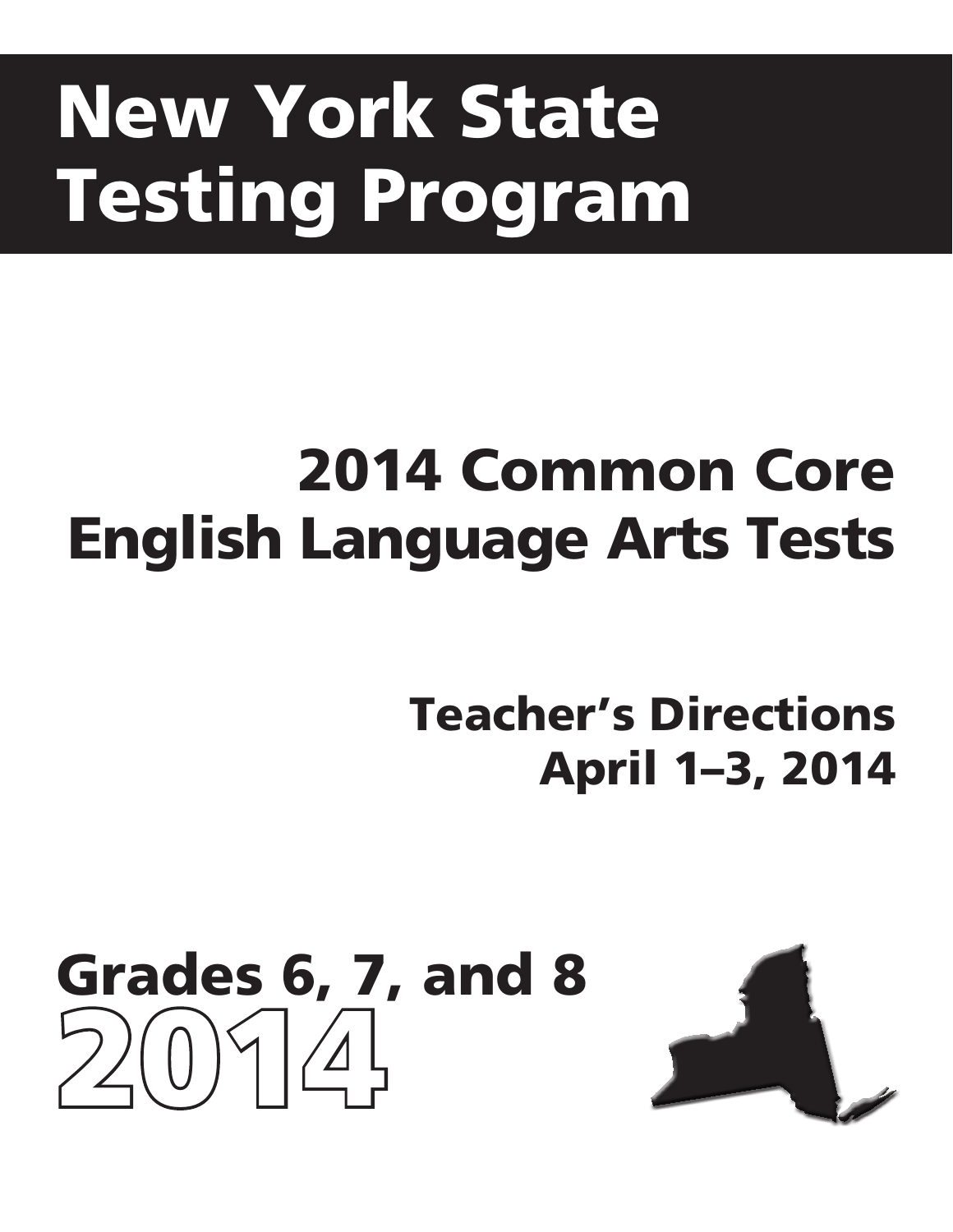# New York State Testing Program

## 2014 Common Core English Language Arts Tests

### Teacher's Directions
### April 1–3, 2014

## Grades 6, 7, and 8
## 2014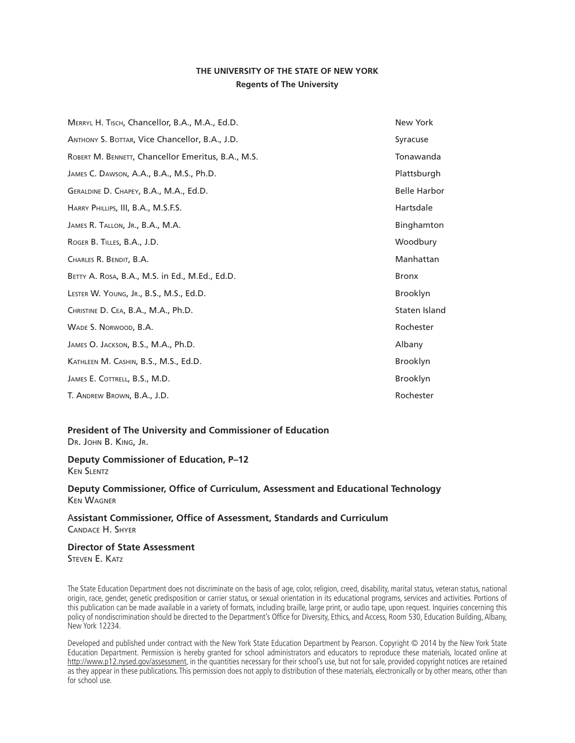**THE UNIVERSITY OF THE STATE OF NEW YORK**
**Regents of The University**

| | |
|---|---|
| Merryl H. Tisch, Chancellor, B.A., M.A., Ed.D. | New York |
| Anthony S. Bottar, Vice Chancellor, B.A., J.D. | Syracuse |
| Robert M. Bennett, Chancellor Emeritus, B.A., M.S. | Tonawanda |
| James C. Dawson, A.A., B.A., M.S., Ph.D. | Plattsburgh |
| Geraldine D. Chapey, B.A., M.A., Ed.D. | Belle Harbor |
| Harry Phillips, III, B.A., M.S.F.S. | Hartsdale |
| James R. Tallon, Jr., B.A., M.A. | Binghamton |
| Roger B. Tilles, B.A., J.D. | Woodbury |
| Charles R. Bendit, B.A. | Manhattan |
| Betty A. Rosa, B.A., M.S. in Ed., M.Ed., Ed.D. | Bronx |
| Lester W. Young, Jr., B.S., M.S., Ed.D. | Brooklyn |
| Christine D. Cea, B.A., M.A., Ph.D. | Staten Island |
| Wade S. Norwood, B.A. | Rochester |
| James O. Jackson, B.S., M.A., Ph.D. | Albany |
| Kathleen M. Cashin, B.S., M.S., Ed.D. | Brooklyn |
| James E. Cottrell, B.S., M.D. | Brooklyn |
| T. Andrew Brown, B.A., J.D. | Rochester |

**President of The University and Commissioner of Education**
Dr. John B. King, Jr.

**Deputy Commissioner of Education, P–12**
Ken Slentz

**Deputy Commissioner, Office of Curriculum, Assessment and Educational Technology**
Ken Wagner

**Assistant Commissioner, Office of Assessment, Standards and Curriculum**
Candace H. Shyer

**Director of State Assessment**
Steven E. Katz

The State Education Department does not discriminate on the basis of age, color, religion, creed, disability, marital status, veteran status, national origin, race, gender, genetic predisposition or carrier status, or sexual orientation in its educational programs, services and activities. Portions of this publication can be made available in a variety of formats, including braille, large print, or audio tape, upon request. Inquiries concerning this policy of nondiscrimination should be directed to the Department's Office for Diversity, Ethics, and Access, Room 530, Education Building, Albany, New York 12234.

Developed and published under contract with the New York State Education Department by Pearson. Copyright © 2014 by the New York State Education Department. Permission is hereby granted for school administrators and educators to reproduce these materials, located online at http://www.p12.nysed.gov/assessment, in the quantities necessary for their school's use, but not for sale, provided copyright notices are retained as they appear in these publications. This permission does not apply to distribution of these materials, electronically or by other means, other than for school use.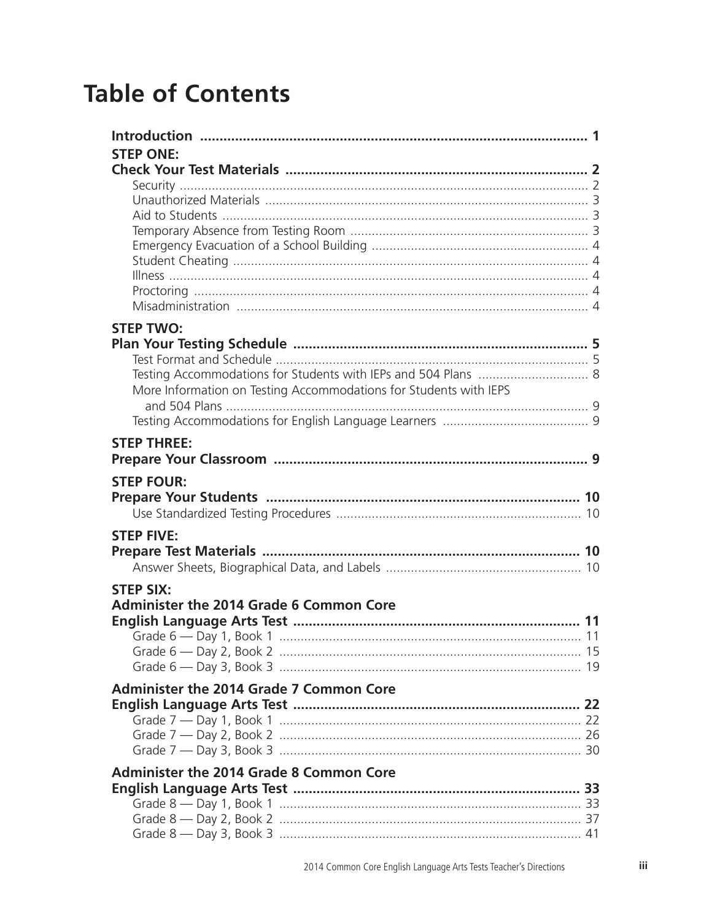# Table of Contents

**Introduction** ..................................................................................................... **1**

**STEP ONE:**
**Check Your Test Materials** .............................................................................. **2**

- Security ..................................................................................................... 2
- Unauthorized Materials ............................................................................. 3
- Aid to Students ......................................................................................... 3
- Temporary Absence from Testing Room ...................................................... 3
- Emergency Evacuation of a School Building ................................................ 4
- Student Cheating ....................................................................................... 4
- Illness ........................................................................................................ 4
- Proctoring ................................................................................................. 4
- Misadministration ..................................................................................... 4

**STEP TWO:**
**Plan Your Testing Schedule** ............................................................................ **5**

- Test Format and Schedule .......................................................................... 5
- Testing Accommodations for Students with IEPs and 504 Plans ................. 8
- More Information on Testing Accommodations for Students with IEPS and 504 Plans ........................................................................................ 9
- Testing Accommodations for English Language Learners ........................... 9

**STEP THREE:**
**Prepare Your Classroom** ................................................................................. **9**

**STEP FOUR:**
**Prepare Your Students** ................................................................................. **10**

- Use Standardized Testing Procedures ....................................................... 10

**STEP FIVE:**
**Prepare Test Materials** .................................................................................. **10**

- Answer Sheets, Biographical Data, and Labels ......................................... 10

**STEP SIX:**
**Administer the 2014 Grade 6 Common Core English Language Arts Test** ......................................................................... **11**

- Grade 6 — Day 1, Book 1 ....................................................................... 11
- Grade 6 — Day 2, Book 2 ....................................................................... 15
- Grade 6 — Day 3, Book 3 ....................................................................... 19

**Administer the 2014 Grade 7 Common Core English Language Arts Test** ......................................................................... **22**

- Grade 7 — Day 1, Book 1 ....................................................................... 22
- Grade 7 — Day 2, Book 2 ....................................................................... 26
- Grade 7 — Day 3, Book 3 ....................................................................... 30

**Administer the 2014 Grade 8 Common Core English Language Arts Test** ......................................................................... **33**

- Grade 8 — Day 1, Book 1 ....................................................................... 33
- Grade 8 — Day 2, Book 2 ....................................................................... 37
- Grade 8 — Day 3, Book 3 ....................................................................... 41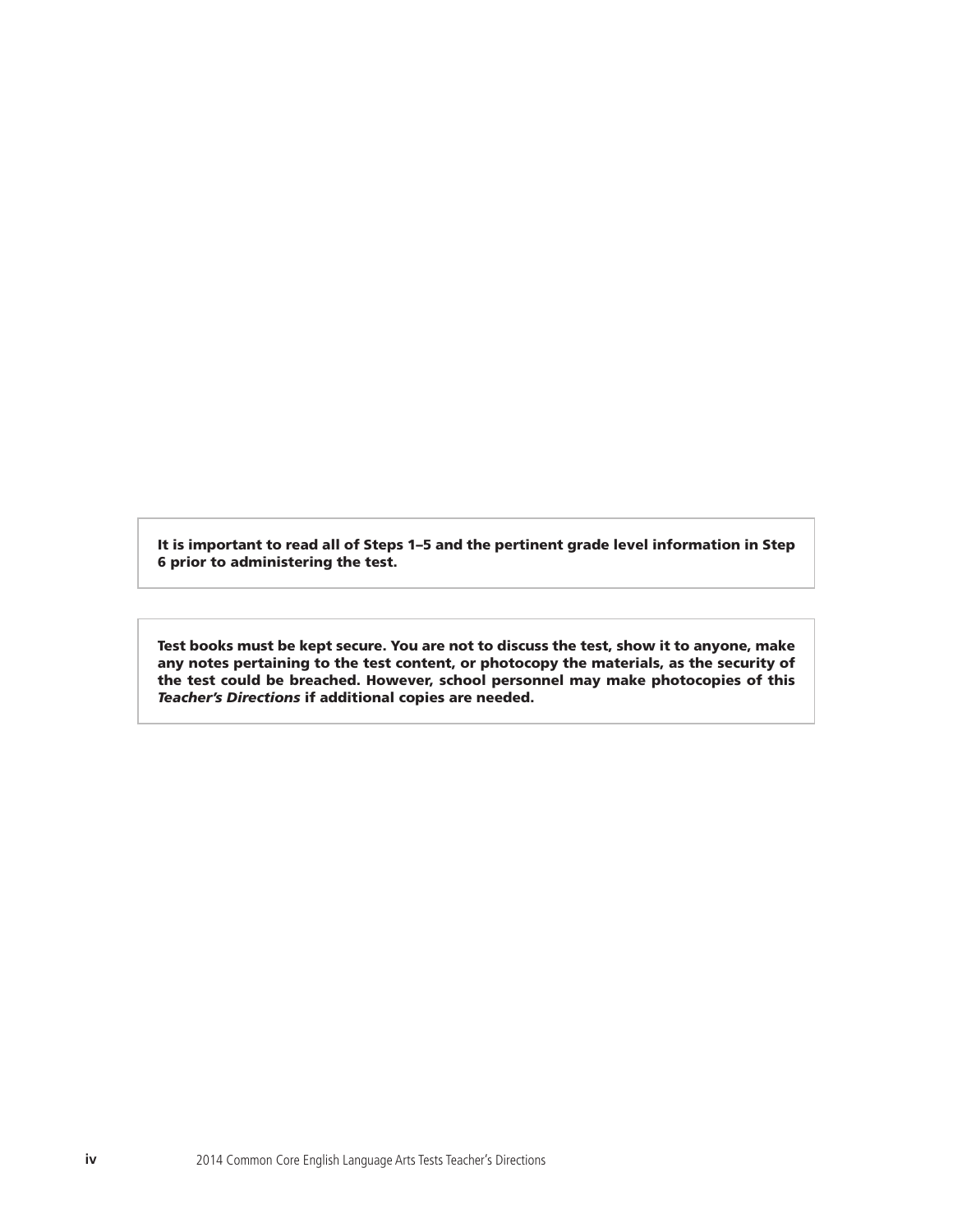**It is important to read all of Steps 1–5 and the pertinent grade level information in Step 6 prior to administering the test.**

**Test books must be kept secure. You are not to discuss the test, show it to anyone, make any notes pertaining to the test content, or photocopy the materials, as the security of the test could be breached. However, school personnel may make photocopies of this *Teacher's Directions* if additional copies are needed.**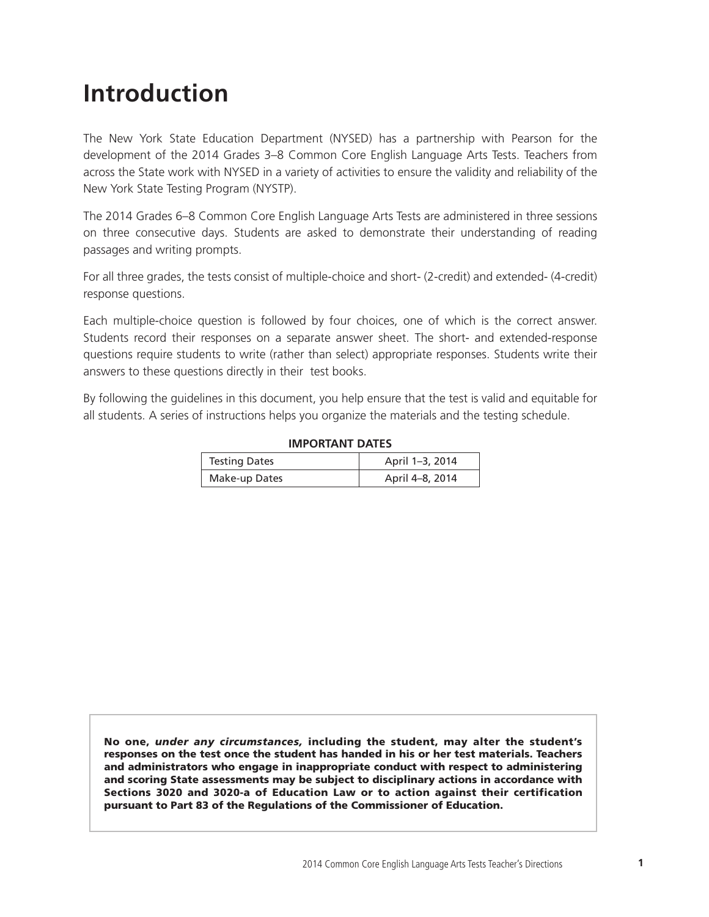# Introduction

The New York State Education Department (NYSED) has a partnership with Pearson for the development of the 2014 Grades 3–8 Common Core English Language Arts Tests. Teachers from across the State work with NYSED in a variety of activities to ensure the validity and reliability of the New York State Testing Program (NYSTP).

The 2014 Grades 6–8 Common Core English Language Arts Tests are administered in three sessions on three consecutive days. Students are asked to demonstrate their understanding of reading passages and writing prompts.

For all three grades, the tests consist of multiple-choice and short- (2-credit) and extended- (4-credit) response questions.

Each multiple-choice question is followed by four choices, one of which is the correct answer. Students record their responses on a separate answer sheet. The short- and extended-response questions require students to write (rather than select) appropriate responses. Students write their answers to these questions directly in their test books.

By following the guidelines in this document, you help ensure that the test is valid and equitable for all students. A series of instructions helps you organize the materials and the testing schedule.

**IMPORTANT DATES**

| Testing Dates | April 1–3, 2014 |
|---|---|
| Make-up Dates | April 4–8, 2014 |

**No one, *under any circumstances,* including the student, may alter the student's responses on the test once the student has handed in his or her test materials. Teachers and administrators who engage in inappropriate conduct with respect to administering and scoring State assessments may be subject to disciplinary actions in accordance with Sections 3020 and 3020-a of Education Law or to action against their certification pursuant to Part 83 of the Regulations of the Commissioner of Education.**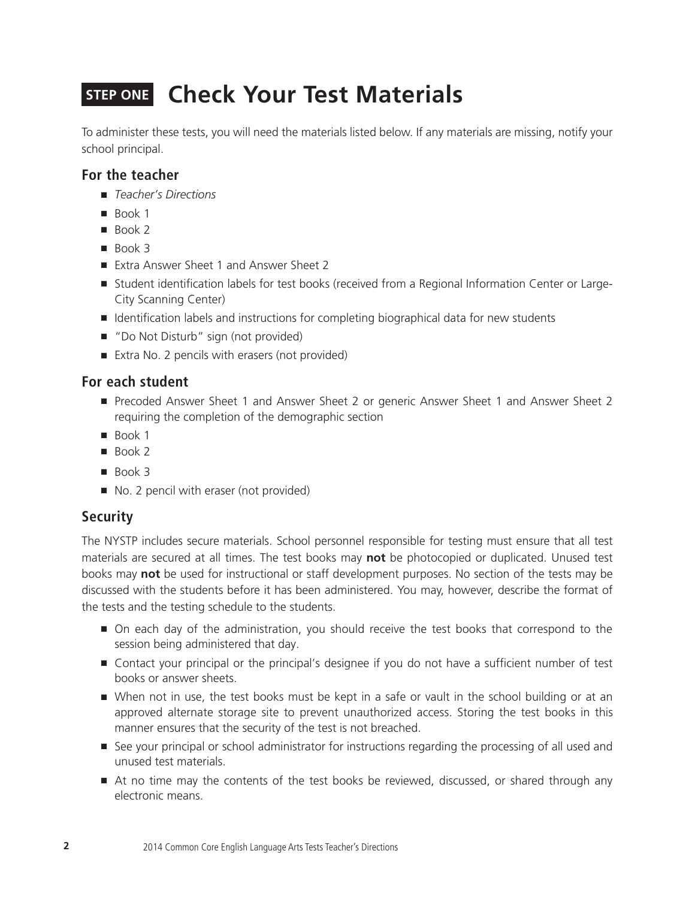# STEP ONE Check Your Test Materials

To administer these tests, you will need the materials listed below. If any materials are missing, notify your school principal.

## For the teacher

- *Teacher's Directions*
- Book 1
- Book 2
- Book 3
- Extra Answer Sheet 1 and Answer Sheet 2
- Student identification labels for test books (received from a Regional Information Center or Large-City Scanning Center)
- Identification labels and instructions for completing biographical data for new students
- "Do Not Disturb" sign (not provided)
- Extra No. 2 pencils with erasers (not provided)

## For each student

- Precoded Answer Sheet 1 and Answer Sheet 2 or generic Answer Sheet 1 and Answer Sheet 2 requiring the completion of the demographic section
- Book 1
- Book 2
- Book 3
- No. 2 pencil with eraser (not provided)

## Security

The NYSTP includes secure materials. School personnel responsible for testing must ensure that all test materials are secured at all times. The test books may **not** be photocopied or duplicated. Unused test books may **not** be used for instructional or staff development purposes. No section of the tests may be discussed with the students before it has been administered. You may, however, describe the format of the tests and the testing schedule to the students.

- On each day of the administration, you should receive the test books that correspond to the session being administered that day.
- Contact your principal or the principal's designee if you do not have a sufficient number of test books or answer sheets.
- When not in use, the test books must be kept in a safe or vault in the school building or at an approved alternate storage site to prevent unauthorized access. Storing the test books in this manner ensures that the security of the test is not breached.
- See your principal or school administrator for instructions regarding the processing of all used and unused test materials.
- At no time may the contents of the test books be reviewed, discussed, or shared through any electronic means.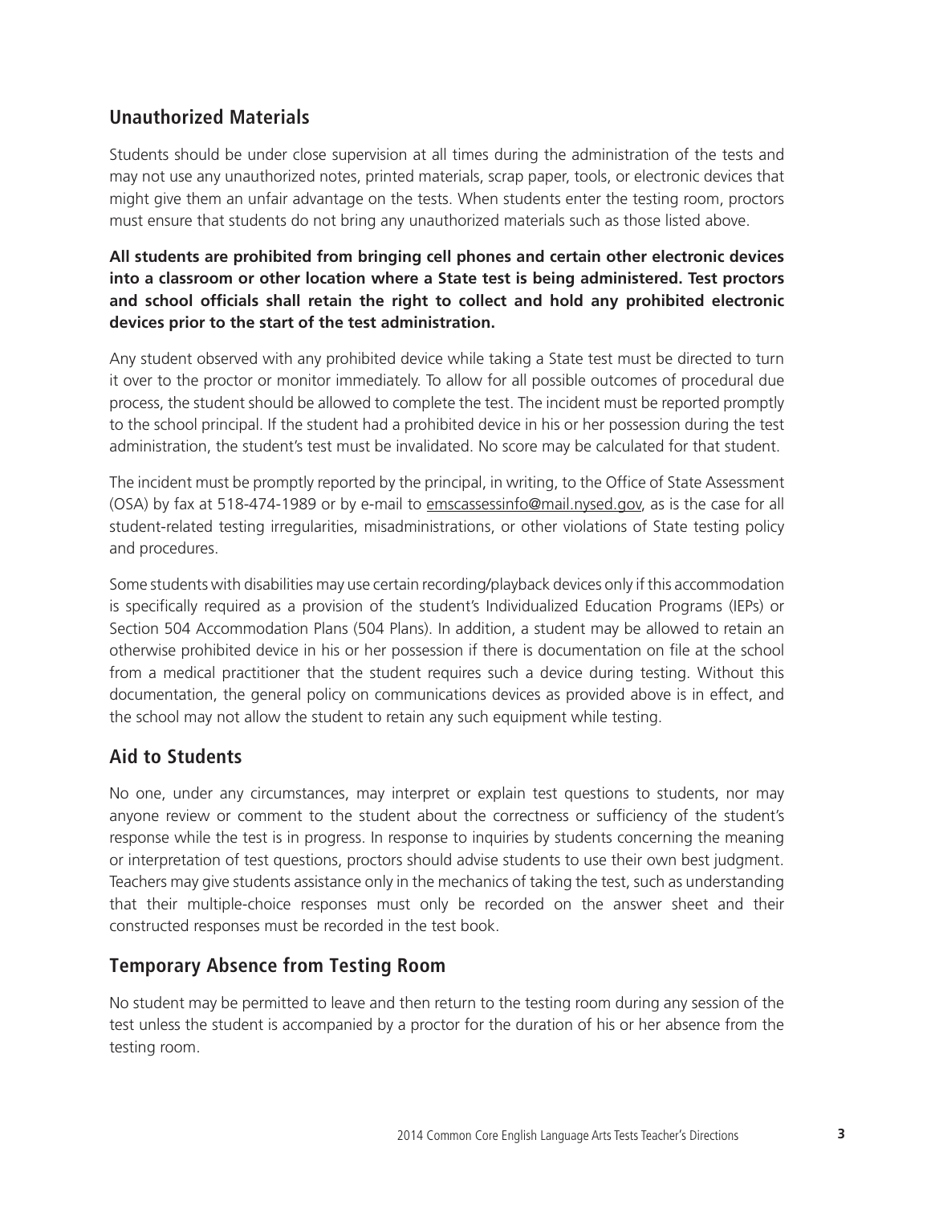## Unauthorized Materials

Students should be under close supervision at all times during the administration of the tests and may not use any unauthorized notes, printed materials, scrap paper, tools, or electronic devices that might give them an unfair advantage on the tests. When students enter the testing room, proctors must ensure that students do not bring any unauthorized materials such as those listed above.

**All students are prohibited from bringing cell phones and certain other electronic devices into a classroom or other location where a State test is being administered. Test proctors and school officials shall retain the right to collect and hold any prohibited electronic devices prior to the start of the test administration.**

Any student observed with any prohibited device while taking a State test must be directed to turn it over to the proctor or monitor immediately. To allow for all possible outcomes of procedural due process, the student should be allowed to complete the test. The incident must be reported promptly to the school principal. If the student had a prohibited device in his or her possession during the test administration, the student's test must be invalidated. No score may be calculated for that student.

The incident must be promptly reported by the principal, in writing, to the Office of State Assessment (OSA) by fax at 518-474-1989 or by e-mail to emscassessinfo@mail.nysed.gov, as is the case for all student-related testing irregularities, misadministrations, or other violations of State testing policy and procedures.

Some students with disabilities may use certain recording/playback devices only if this accommodation is specifically required as a provision of the student's Individualized Education Programs (IEPs) or Section 504 Accommodation Plans (504 Plans). In addition, a student may be allowed to retain an otherwise prohibited device in his or her possession if there is documentation on file at the school from a medical practitioner that the student requires such a device during testing. Without this documentation, the general policy on communications devices as provided above is in effect, and the school may not allow the student to retain any such equipment while testing.

## Aid to Students

No one, under any circumstances, may interpret or explain test questions to students, nor may anyone review or comment to the student about the correctness or sufficiency of the student's response while the test is in progress. In response to inquiries by students concerning the meaning or interpretation of test questions, proctors should advise students to use their own best judgment. Teachers may give students assistance only in the mechanics of taking the test, such as understanding that their multiple-choice responses must only be recorded on the answer sheet and their constructed responses must be recorded in the test book.

## Temporary Absence from Testing Room

No student may be permitted to leave and then return to the testing room during any session of the test unless the student is accompanied by a proctor for the duration of his or her absence from the testing room.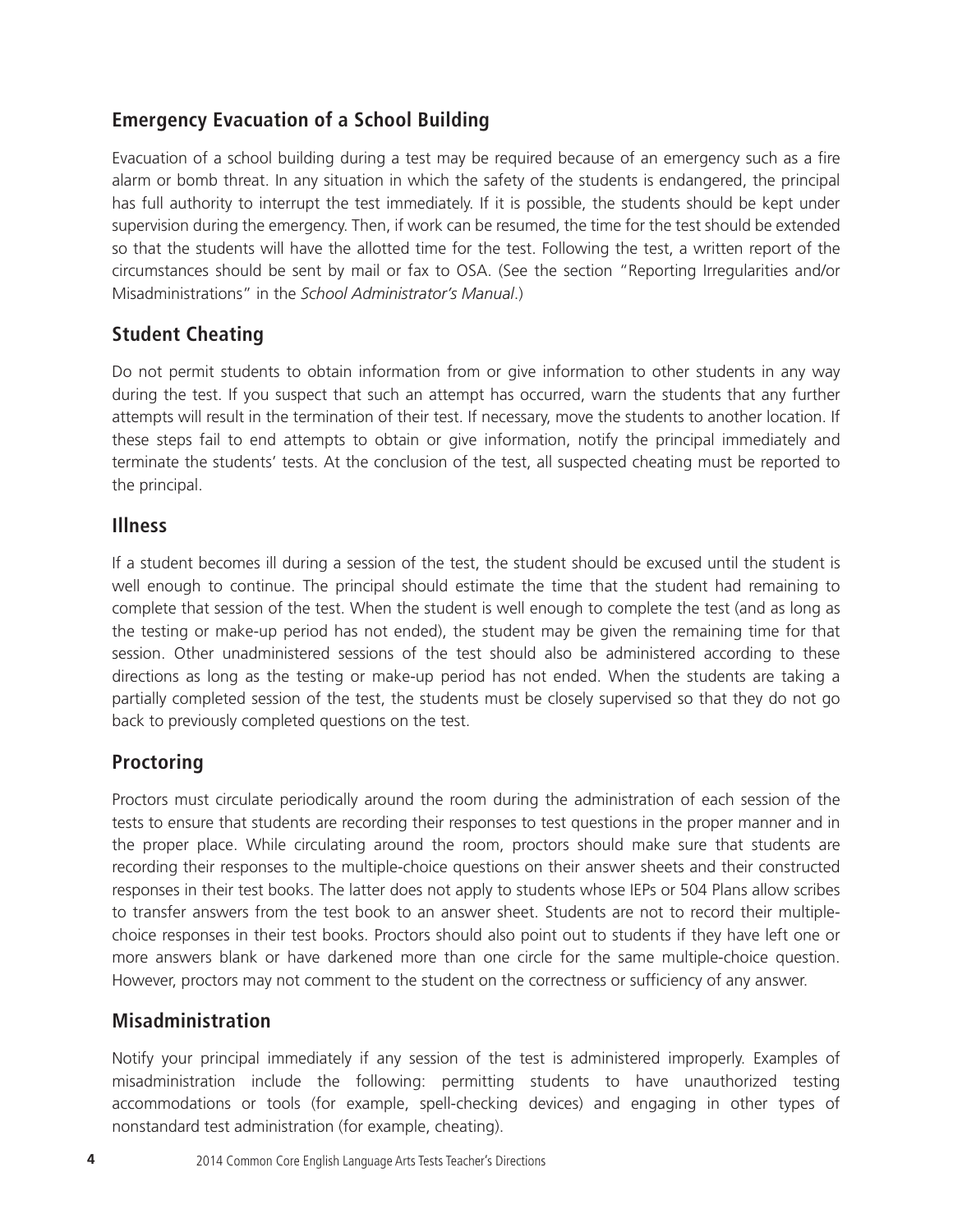## Emergency Evacuation of a School Building

Evacuation of a school building during a test may be required because of an emergency such as a fire alarm or bomb threat. In any situation in which the safety of the students is endangered, the principal has full authority to interrupt the test immediately. If it is possible, the students should be kept under supervision during the emergency. Then, if work can be resumed, the time for the test should be extended so that the students will have the allotted time for the test. Following the test, a written report of the circumstances should be sent by mail or fax to OSA. (See the section "Reporting Irregularities and/or Misadministrations" in the *School Administrator's Manual*.)

## Student Cheating

Do not permit students to obtain information from or give information to other students in any way during the test. If you suspect that such an attempt has occurred, warn the students that any further attempts will result in the termination of their test. If necessary, move the students to another location. If these steps fail to end attempts to obtain or give information, notify the principal immediately and terminate the students' tests. At the conclusion of the test, all suspected cheating must be reported to the principal.

## Illness

If a student becomes ill during a session of the test, the student should be excused until the student is well enough to continue. The principal should estimate the time that the student had remaining to complete that session of the test. When the student is well enough to complete the test (and as long as the testing or make-up period has not ended), the student may be given the remaining time for that session. Other unadministered sessions of the test should also be administered according to these directions as long as the testing or make-up period has not ended. When the students are taking a partially completed session of the test, the students must be closely supervised so that they do not go back to previously completed questions on the test.

## Proctoring

Proctors must circulate periodically around the room during the administration of each session of the tests to ensure that students are recording their responses to test questions in the proper manner and in the proper place. While circulating around the room, proctors should make sure that students are recording their responses to the multiple-choice questions on their answer sheets and their constructed responses in their test books. The latter does not apply to students whose IEPs or 504 Plans allow scribes to transfer answers from the test book to an answer sheet. Students are not to record their multiple-choice responses in their test books. Proctors should also point out to students if they have left one or more answers blank or have darkened more than one circle for the same multiple-choice question. However, proctors may not comment to the student on the correctness or sufficiency of any answer.

## Misadministration

Notify your principal immediately if any session of the test is administered improperly. Examples of misadministration include the following: permitting students to have unauthorized testing accommodations or tools (for example, spell-checking devices) and engaging in other types of nonstandard test administration (for example, cheating).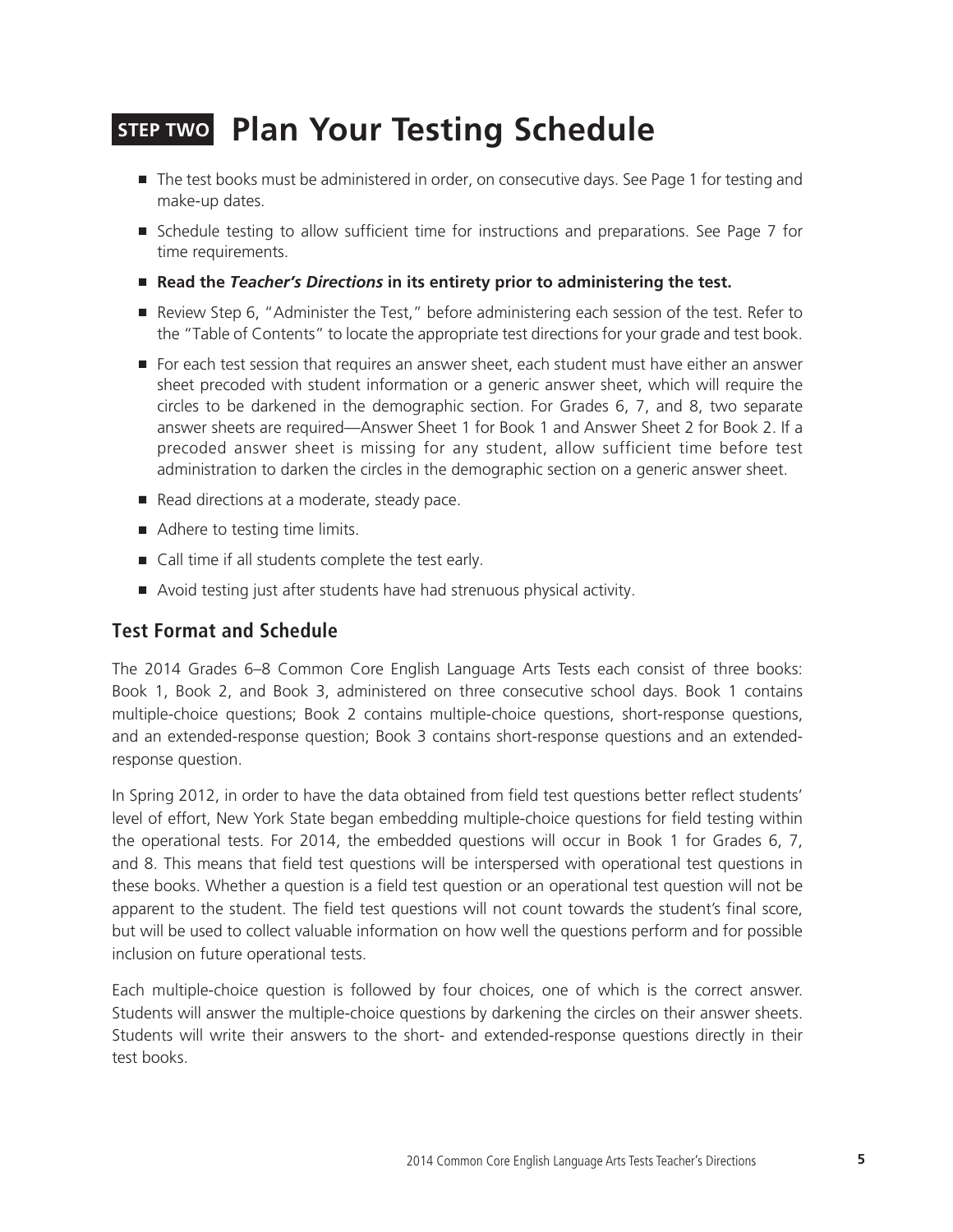# STEP TWO Plan Your Testing Schedule

- The test books must be administered in order, on consecutive days. See Page 1 for testing and make-up dates.
- Schedule testing to allow sufficient time for instructions and preparations. See Page 7 for time requirements.
- **Read the *Teacher's Directions* in its entirety prior to administering the test.**
- Review Step 6, "Administer the Test," before administering each session of the test. Refer to the "Table of Contents" to locate the appropriate test directions for your grade and test book.
- For each test session that requires an answer sheet, each student must have either an answer sheet precoded with student information or a generic answer sheet, which will require the circles to be darkened in the demographic section. For Grades 6, 7, and 8, two separate answer sheets are required—Answer Sheet 1 for Book 1 and Answer Sheet 2 for Book 2. If a precoded answer sheet is missing for any student, allow sufficient time before test administration to darken the circles in the demographic section on a generic answer sheet.
- Read directions at a moderate, steady pace.
- Adhere to testing time limits.
- Call time if all students complete the test early.
- Avoid testing just after students have had strenuous physical activity.

## Test Format and Schedule

The 2014 Grades 6–8 Common Core English Language Arts Tests each consist of three books: Book 1, Book 2, and Book 3, administered on three consecutive school days. Book 1 contains multiple-choice questions; Book 2 contains multiple-choice questions, short-response questions, and an extended-response question; Book 3 contains short-response questions and an extended-response question.

In Spring 2012, in order to have the data obtained from field test questions better reflect students' level of effort, New York State began embedding multiple-choice questions for field testing within the operational tests. For 2014, the embedded questions will occur in Book 1 for Grades 6, 7, and 8. This means that field test questions will be interspersed with operational test questions in these books. Whether a question is a field test question or an operational test question will not be apparent to the student. The field test questions will not count towards the student's final score, but will be used to collect valuable information on how well the questions perform and for possible inclusion on future operational tests.

Each multiple-choice question is followed by four choices, one of which is the correct answer. Students will answer the multiple-choice questions by darkening the circles on their answer sheets. Students will write their answers to the short- and extended-response questions directly in their test books.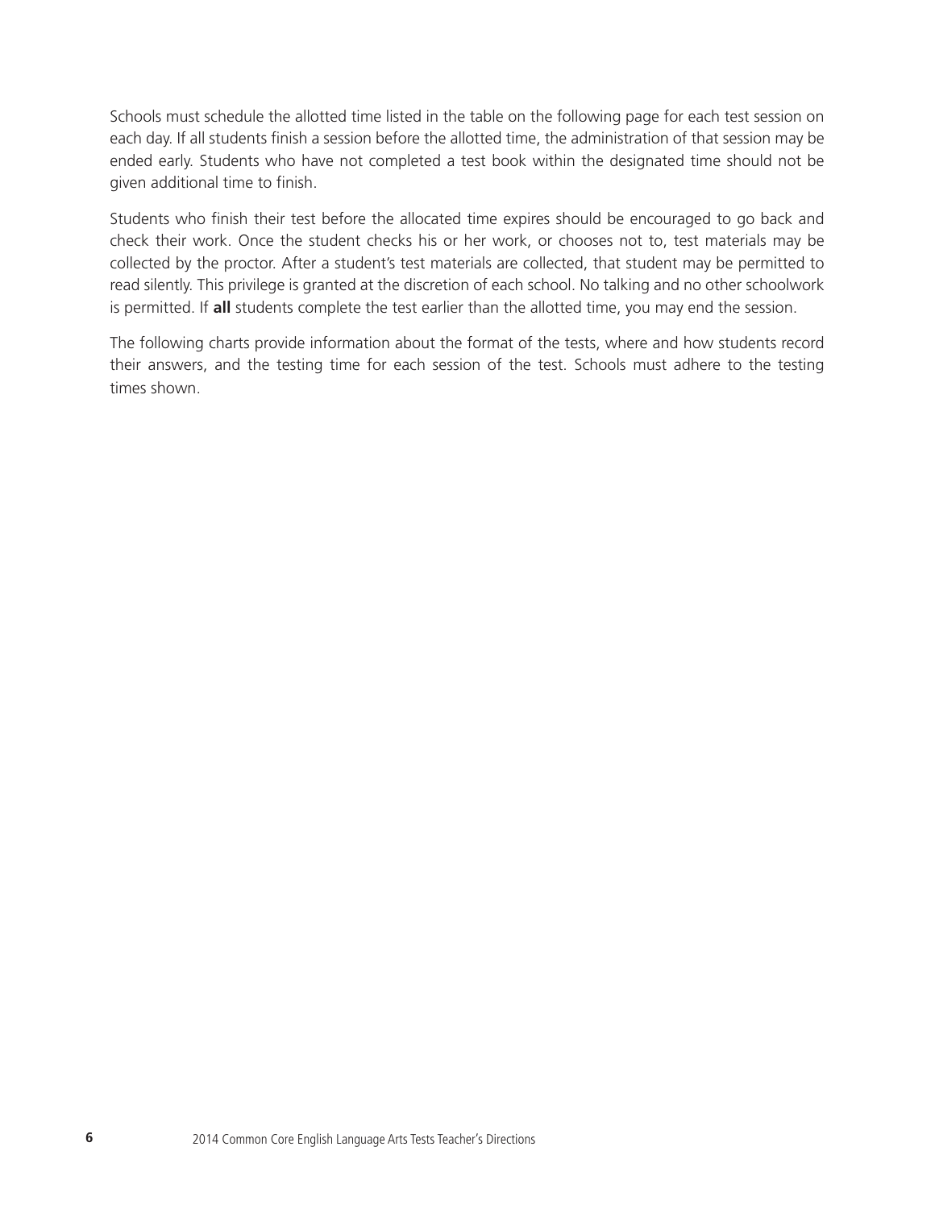Schools must schedule the allotted time listed in the table on the following page for each test session on each day. If all students finish a session before the allotted time, the administration of that session may be ended early. Students who have not completed a test book within the designated time should not be given additional time to finish.

Students who finish their test before the allocated time expires should be encouraged to go back and check their work. Once the student checks his or her work, or chooses not to, test materials may be collected by the proctor. After a student's test materials are collected, that student may be permitted to read silently. This privilege is granted at the discretion of each school. No talking and no other schoolwork is permitted. If **all** students complete the test earlier than the allotted time, you may end the session.

The following charts provide information about the format of the tests, where and how students record their answers, and the testing time for each session of the test. Schools must adhere to the testing times shown.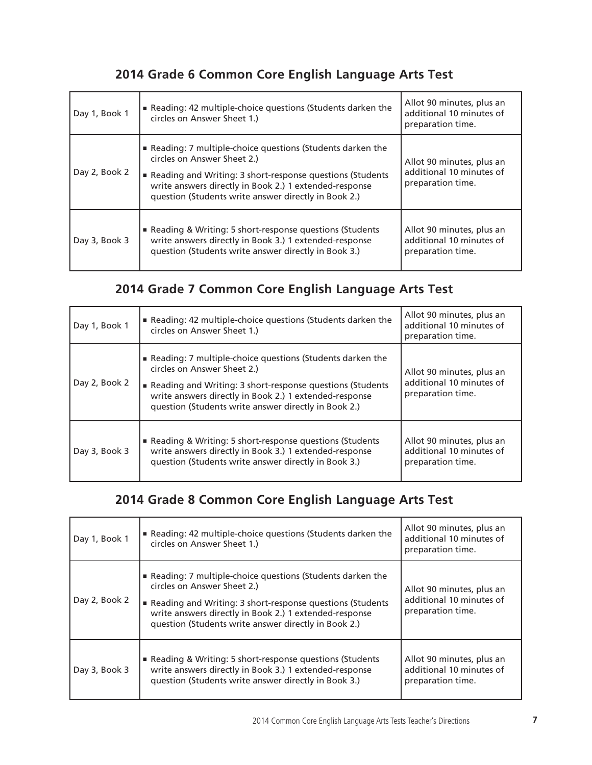## 2014 Grade 6 Common Core English Language Arts Test

| | | |
|---|---|---|
| Day 1, Book 1 | ■ Reading: 42 multiple-choice questions (Students darken the circles on Answer Sheet 1.) | Allot 90 minutes, plus an additional 10 minutes of preparation time. |
| Day 2, Book 2 | ■ Reading: 7 multiple-choice questions (Students darken the circles on Answer Sheet 2.)<br>■ Reading and Writing: 3 short-response questions (Students write answers directly in Book 2.) 1 extended-response question (Students write answer directly in Book 2.) | Allot 90 minutes, plus an additional 10 minutes of preparation time. |
| Day 3, Book 3 | ■ Reading & Writing: 5 short-response questions (Students write answers directly in Book 3.) 1 extended-response question (Students write answer directly in Book 3.) | Allot 90 minutes, plus an additional 10 minutes of preparation time. |

## 2014 Grade 7 Common Core English Language Arts Test

| | | |
|---|---|---|
| Day 1, Book 1 | ■ Reading: 42 multiple-choice questions (Students darken the circles on Answer Sheet 1.) | Allot 90 minutes, plus an additional 10 minutes of preparation time. |
| Day 2, Book 2 | ■ Reading: 7 multiple-choice questions (Students darken the circles on Answer Sheet 2.)<br>■ Reading and Writing: 3 short-response questions (Students write answers directly in Book 2.) 1 extended-response question (Students write answer directly in Book 2.) | Allot 90 minutes, plus an additional 10 minutes of preparation time. |
| Day 3, Book 3 | ■ Reading & Writing: 5 short-response questions (Students write answers directly in Book 3.) 1 extended-response question (Students write answer directly in Book 3.) | Allot 90 minutes, plus an additional 10 minutes of preparation time. |

## 2014 Grade 8 Common Core English Language Arts Test

| | | |
|---|---|---|
| Day 1, Book 1 | ■ Reading: 42 multiple-choice questions (Students darken the circles on Answer Sheet 1.) | Allot 90 minutes, plus an additional 10 minutes of preparation time. |
| Day 2, Book 2 | ■ Reading: 7 multiple-choice questions (Students darken the circles on Answer Sheet 2.)<br>■ Reading and Writing: 3 short-response questions (Students write answers directly in Book 2.) 1 extended-response question (Students write answer directly in Book 2.) | Allot 90 minutes, plus an additional 10 minutes of preparation time. |
| Day 3, Book 3 | ■ Reading & Writing: 5 short-response questions (Students write answers directly in Book 3.) 1 extended-response question (Students write answer directly in Book 3.) | Allot 90 minutes, plus an additional 10 minutes of preparation time. |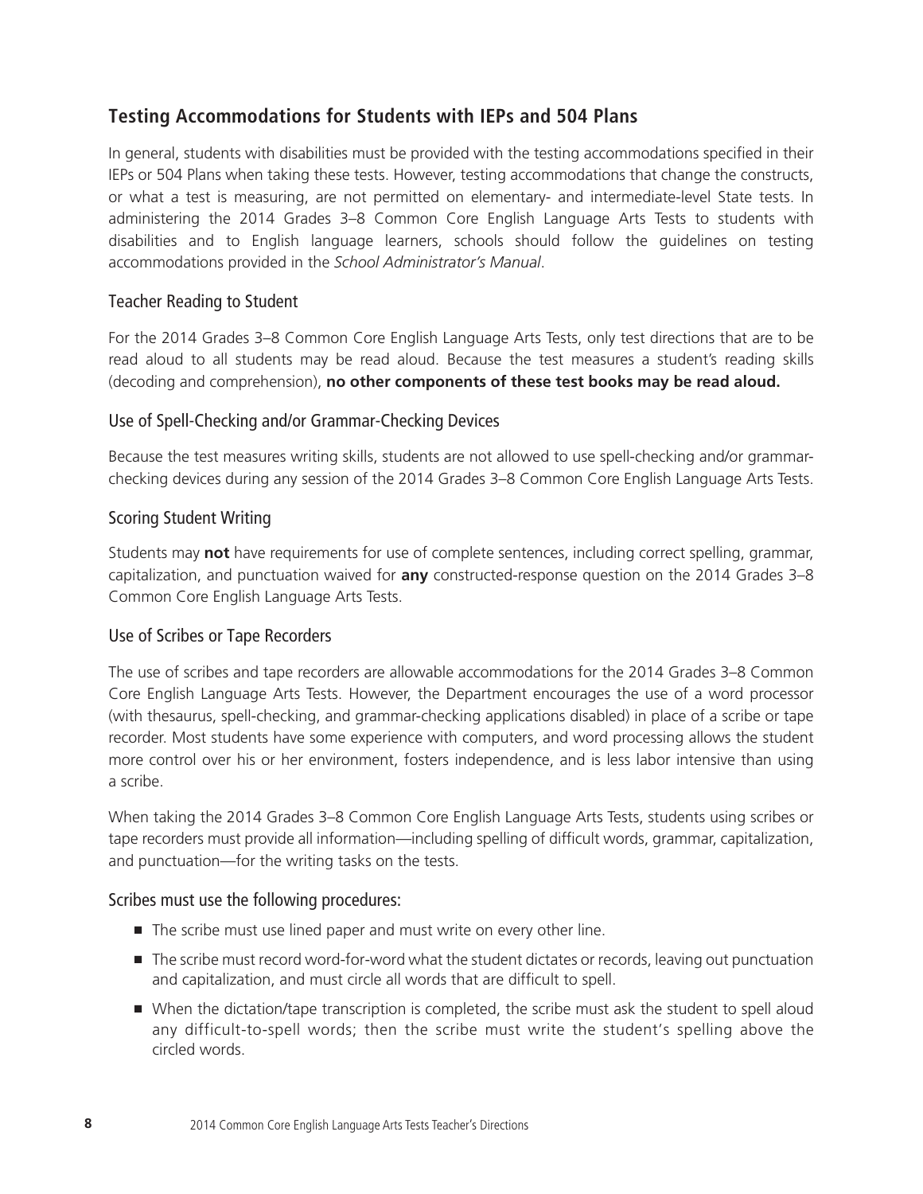## Testing Accommodations for Students with IEPs and 504 Plans

In general, students with disabilities must be provided with the testing accommodations specified in their IEPs or 504 Plans when taking these tests. However, testing accommodations that change the constructs, or what a test is measuring, are not permitted on elementary- and intermediate-level State tests. In administering the 2014 Grades 3–8 Common Core English Language Arts Tests to students with disabilities and to English language learners, schools should follow the guidelines on testing accommodations provided in the *School Administrator's Manual*.

### Teacher Reading to Student

For the 2014 Grades 3–8 Common Core English Language Arts Tests, only test directions that are to be read aloud to all students may be read aloud. Because the test measures a student's reading skills (decoding and comprehension), **no other components of these test books may be read aloud.**

### Use of Spell-Checking and/or Grammar-Checking Devices

Because the test measures writing skills, students are not allowed to use spell-checking and/or grammar-checking devices during any session of the 2014 Grades 3–8 Common Core English Language Arts Tests.

### Scoring Student Writing

Students may **not** have requirements for use of complete sentences, including correct spelling, grammar, capitalization, and punctuation waived for **any** constructed-response question on the 2014 Grades 3–8 Common Core English Language Arts Tests.

### Use of Scribes or Tape Recorders

The use of scribes and tape recorders are allowable accommodations for the 2014 Grades 3–8 Common Core English Language Arts Tests. However, the Department encourages the use of a word processor (with thesaurus, spell-checking, and grammar-checking applications disabled) in place of a scribe or tape recorder. Most students have some experience with computers, and word processing allows the student more control over his or her environment, fosters independence, and is less labor intensive than using a scribe.

When taking the 2014 Grades 3–8 Common Core English Language Arts Tests, students using scribes or tape recorders must provide all information—including spelling of difficult words, grammar, capitalization, and punctuation—for the writing tasks on the tests.

#### Scribes must use the following procedures:

- The scribe must use lined paper and must write on every other line.
- The scribe must record word-for-word what the student dictates or records, leaving out punctuation and capitalization, and must circle all words that are difficult to spell.
- When the dictation/tape transcription is completed, the scribe must ask the student to spell aloud any difficult-to-spell words; then the scribe must write the student's spelling above the circled words.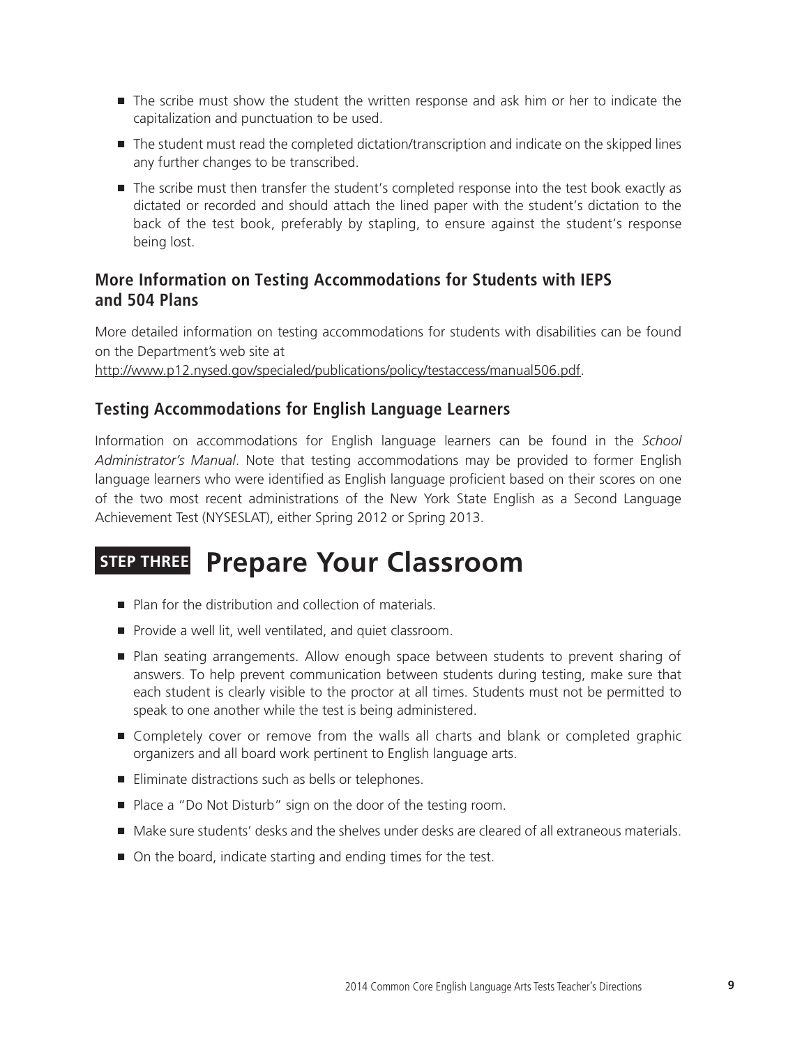- The scribe must show the student the written response and ask him or her to indicate the capitalization and punctuation to be used.
- The student must read the completed dictation/transcription and indicate on the skipped lines any further changes to be transcribed.
- The scribe must then transfer the student's completed response into the test book exactly as dictated or recorded and should attach the lined paper with the student's dictation to the back of the test book, preferably by stapling, to ensure against the student's response being lost.

### More Information on Testing Accommodations for Students with IEPS and 504 Plans

More detailed information on testing accommodations for students with disabilities can be found on the Department's web site at
http://www.p12.nysed.gov/specialed/publications/policy/testaccess/manual506.pdf.

### Testing Accommodations for English Language Learners

Information on accommodations for English language learners can be found in the *School Administrator's Manual*. Note that testing accommodations may be provided to former English language learners who were identified as English language proficient based on their scores on one of the two most recent administrations of the New York State English as a Second Language Achievement Test (NYSESLAT), either Spring 2012 or Spring 2013.

## STEP THREE Prepare Your Classroom

- Plan for the distribution and collection of materials.
- Provide a well lit, well ventilated, and quiet classroom.
- Plan seating arrangements. Allow enough space between students to prevent sharing of answers. To help prevent communication between students during testing, make sure that each student is clearly visible to the proctor at all times. Students must not be permitted to speak to one another while the test is being administered.
- Completely cover or remove from the walls all charts and blank or completed graphic organizers and all board work pertinent to English language arts.
- Eliminate distractions such as bells or telephones.
- Place a "Do Not Disturb" sign on the door of the testing room.
- Make sure students' desks and the shelves under desks are cleared of all extraneous materials.
- On the board, indicate starting and ending times for the test.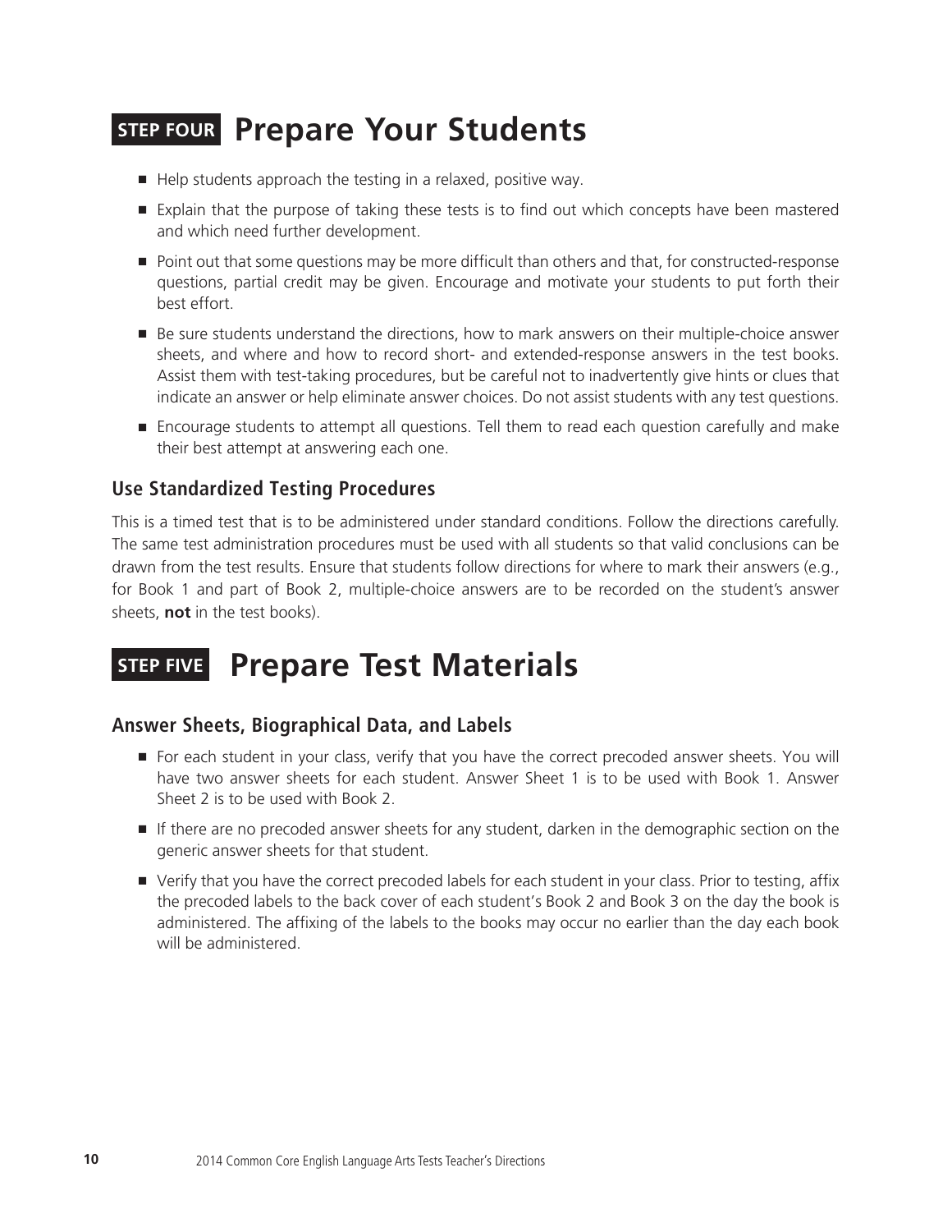## STEP FOUR Prepare Your Students

- Help students approach the testing in a relaxed, positive way.
- Explain that the purpose of taking these tests is to find out which concepts have been mastered and which need further development.
- Point out that some questions may be more difficult than others and that, for constructed-response questions, partial credit may be given. Encourage and motivate your students to put forth their best effort.
- Be sure students understand the directions, how to mark answers on their multiple-choice answer sheets, and where and how to record short- and extended-response answers in the test books. Assist them with test-taking procedures, but be careful not to inadvertently give hints or clues that indicate an answer or help eliminate answer choices. Do not assist students with any test questions.
- Encourage students to attempt all questions. Tell them to read each question carefully and make their best attempt at answering each one.

### Use Standardized Testing Procedures

This is a timed test that is to be administered under standard conditions. Follow the directions carefully. The same test administration procedures must be used with all students so that valid conclusions can be drawn from the test results. Ensure that students follow directions for where to mark their answers (e.g., for Book 1 and part of Book 2, multiple-choice answers are to be recorded on the student's answer sheets, **not** in the test books).

## STEP FIVE Prepare Test Materials

### Answer Sheets, Biographical Data, and Labels

- For each student in your class, verify that you have the correct precoded answer sheets. You will have two answer sheets for each student. Answer Sheet 1 is to be used with Book 1. Answer Sheet 2 is to be used with Book 2.
- If there are no precoded answer sheets for any student, darken in the demographic section on the generic answer sheets for that student.
- Verify that you have the correct precoded labels for each student in your class. Prior to testing, affix the precoded labels to the back cover of each student's Book 2 and Book 3 on the day the book is administered. The affixing of the labels to the books may occur no earlier than the day each book will be administered.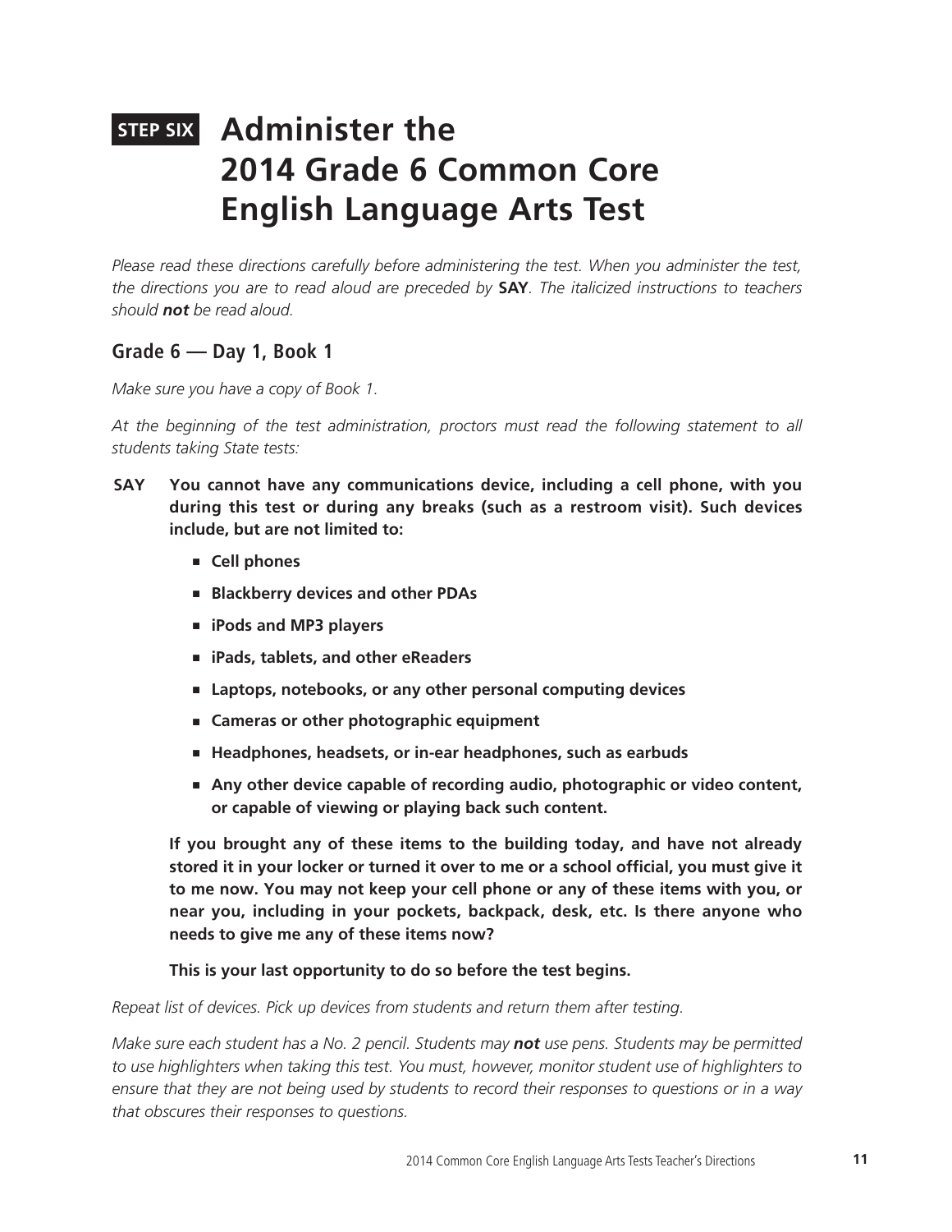# STEP SIX Administer the 2014 Grade 6 Common Core English Language Arts Test

*Please read these directions carefully before administering the test. When you administer the test, the directions you are to read aloud are preceded by* **SAY**. *The italicized instructions to teachers should* ***not*** *be read aloud.*

## Grade 6 — Day 1, Book 1

*Make sure you have a copy of Book 1.*

*At the beginning of the test administration, proctors must read the following statement to all students taking State tests:*

**SAY You cannot have any communications device, including a cell phone, with you during this test or during any breaks (such as a restroom visit). Such devices include, but are not limited to:**

- **Cell phones**
- **Blackberry devices and other PDAs**
- **iPods and MP3 players**
- **iPads, tablets, and other eReaders**
- **Laptops, notebooks, or any other personal computing devices**
- **Cameras or other photographic equipment**
- **Headphones, headsets, or in-ear headphones, such as earbuds**
- **Any other device capable of recording audio, photographic or video content, or capable of viewing or playing back such content.**

**If you brought any of these items to the building today, and have not already stored it in your locker or turned it over to me or a school official, you must give it to me now. You may not keep your cell phone or any of these items with you, or near you, including in your pockets, backpack, desk, etc. Is there anyone who needs to give me any of these items now?**

**This is your last opportunity to do so before the test begins.**

*Repeat list of devices. Pick up devices from students and return them after testing.*

*Make sure each student has a No. 2 pencil. Students may* ***not*** *use pens. Students may be permitted to use highlighters when taking this test. You must, however, monitor student use of highlighters to ensure that they are not being used by students to record their responses to questions or in a way that obscures their responses to questions.*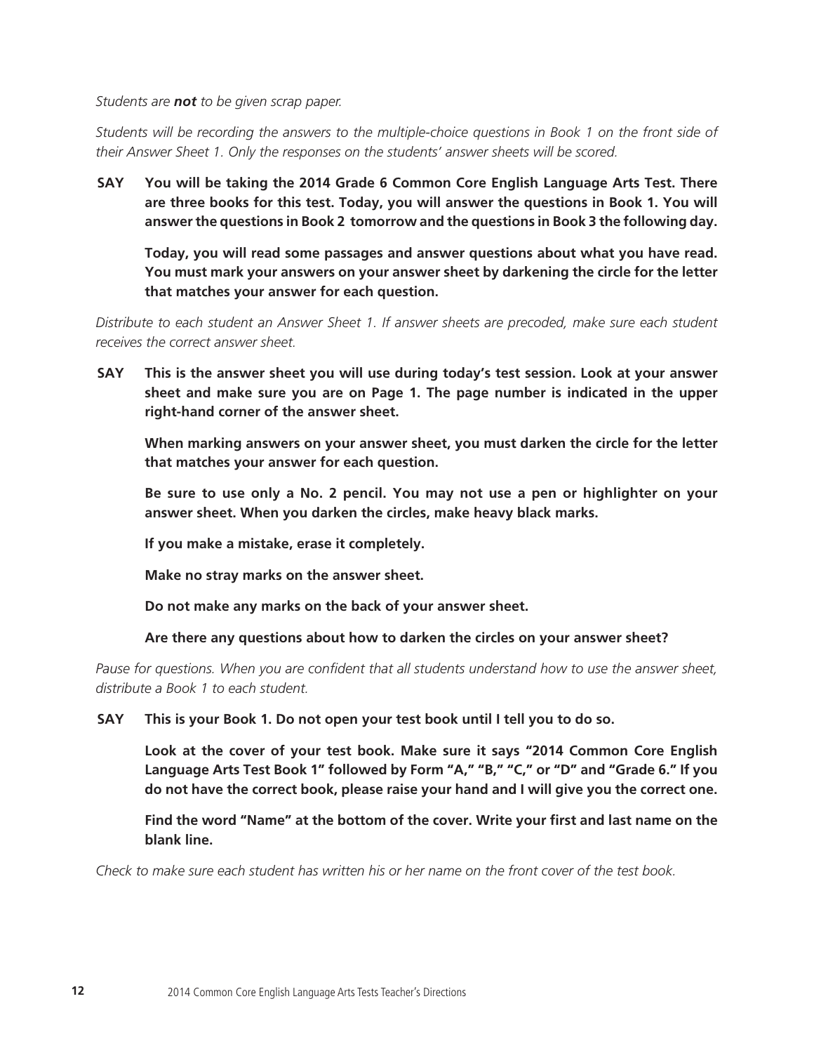*Students are **not** to be given scrap paper.*

*Students will be recording the answers to the multiple-choice questions in Book 1 on the front side of their Answer Sheet 1. Only the responses on the students' answer sheets will be scored.*

**SAY** **You will be taking the 2014 Grade 6 Common Core English Language Arts Test. There are three books for this test. Today, you will answer the questions in Book 1. You will answer the questions in Book 2 tomorrow and the questions in Book 3 the following day.**

**Today, you will read some passages and answer questions about what you have read. You must mark your answers on your answer sheet by darkening the circle for the letter that matches your answer for each question.**

*Distribute to each student an Answer Sheet 1. If answer sheets are precoded, make sure each student receives the correct answer sheet.*

**SAY** **This is the answer sheet you will use during today's test session. Look at your answer sheet and make sure you are on Page 1. The page number is indicated in the upper right-hand corner of the answer sheet.**

**When marking answers on your answer sheet, you must darken the circle for the letter that matches your answer for each question.**

**Be sure to use only a No. 2 pencil. You may not use a pen or highlighter on your answer sheet. When you darken the circles, make heavy black marks.**

**If you make a mistake, erase it completely.**

**Make no stray marks on the answer sheet.**

**Do not make any marks on the back of your answer sheet.**

**Are there any questions about how to darken the circles on your answer sheet?**

*Pause for questions. When you are confident that all students understand how to use the answer sheet, distribute a Book 1 to each student.*

**SAY** **This is your Book 1. Do not open your test book until I tell you to do so.**

**Look at the cover of your test book. Make sure it says "2014 Common Core English Language Arts Test Book 1" followed by Form "A," "B," "C," or "D" and "Grade 6." If you do not have the correct book, please raise your hand and I will give you the correct one.**

**Find the word "Name" at the bottom of the cover. Write your first and last name on the blank line.**

*Check to make sure each student has written his or her name on the front cover of the test book.*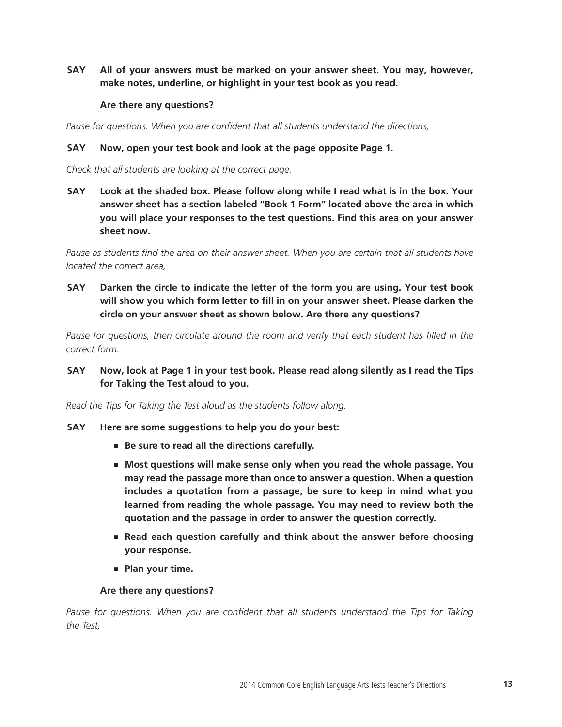**SAY All of your answers must be marked on your answer sheet. You may, however, make notes, underline, or highlight in your test book as you read.**

**Are there any questions?**

*Pause for questions. When you are confident that all students understand the directions,*

**SAY Now, open your test book and look at the page opposite Page 1.**

*Check that all students are looking at the correct page.*

**SAY Look at the shaded box. Please follow along while I read what is in the box. Your answer sheet has a section labeled "Book 1 Form" located above the area in which you will place your responses to the test questions. Find this area on your answer sheet now.**

*Pause as students find the area on their answer sheet. When you are certain that all students have located the correct area,*

**SAY Darken the circle to indicate the letter of the form you are using. Your test book will show you which form letter to fill in on your answer sheet. Please darken the circle on your answer sheet as shown below. Are there any questions?**

*Pause for questions, then circulate around the room and verify that each student has filled in the correct form.*

**SAY Now, look at Page 1 in your test book. Please read along silently as I read the Tips for Taking the Test aloud to you.**

*Read the Tips for Taking the Test aloud as the students follow along.*

**SAY Here are some suggestions to help you do your best:**

- **Be sure to read all the directions carefully.**
- **Most questions will make sense only when you <u>read the whole passage</u>. You may read the passage more than once to answer a question. When a question includes a quotation from a passage, be sure to keep in mind what you learned from reading the whole passage. You may need to review <u>both</u> the quotation and the passage in order to answer the question correctly.**
- **Read each question carefully and think about the answer before choosing your response.**
- **Plan your time.**

**Are there any questions?**

*Pause for questions. When you are confident that all students understand the Tips for Taking the Test,*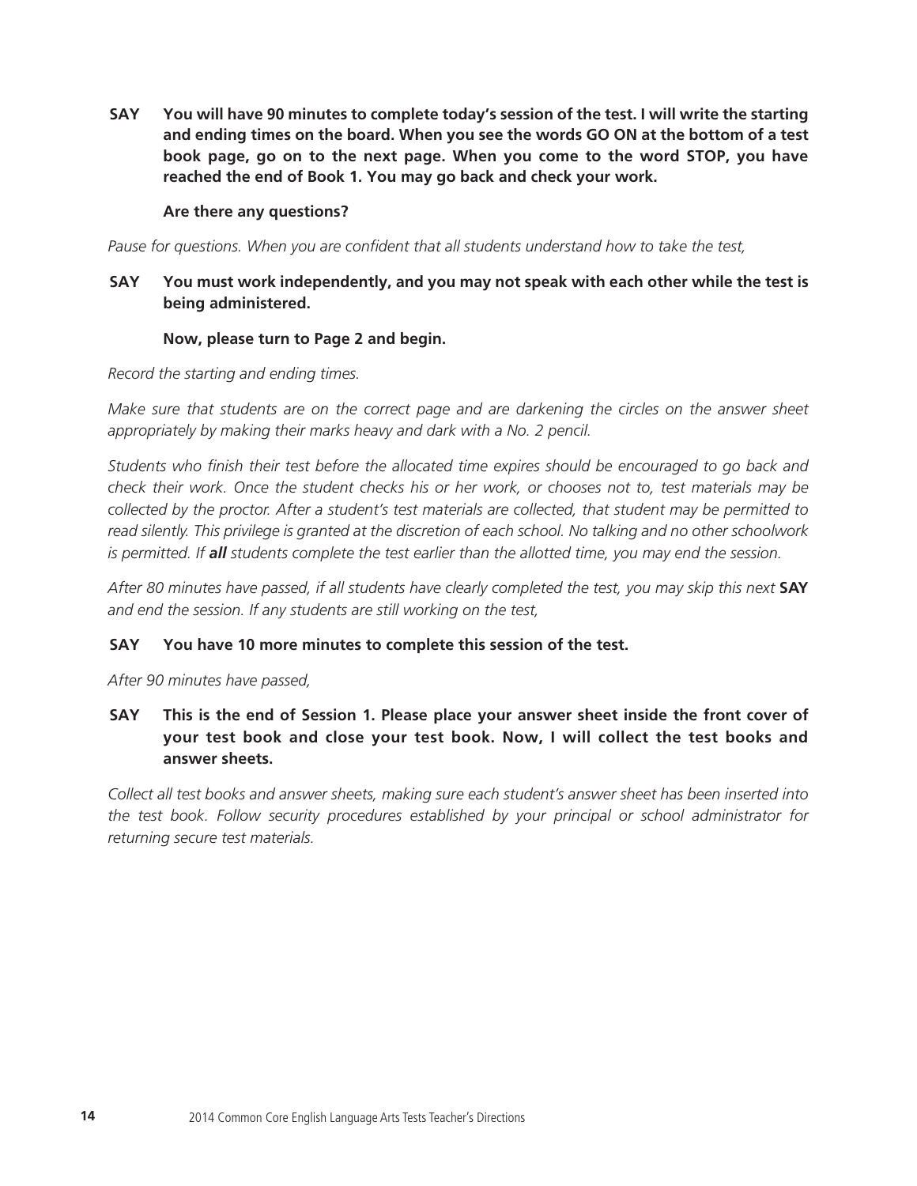**SAY** **You will have 90 minutes to complete today's session of the test. I will write the starting and ending times on the board. When you see the words GO ON at the bottom of a test book page, go on to the next page. When you come to the word STOP, you have reached the end of Book 1. You may go back and check your work.**

**Are there any questions?**

*Pause for questions. When you are confident that all students understand how to take the test,*

**SAY** **You must work independently, and you may not speak with each other while the test is being administered.**

**Now, please turn to Page 2 and begin.**

*Record the starting and ending times.*

*Make sure that students are on the correct page and are darkening the circles on the answer sheet appropriately by making their marks heavy and dark with a No. 2 pencil.*

*Students who finish their test before the allocated time expires should be encouraged to go back and check their work. Once the student checks his or her work, or chooses not to, test materials may be collected by the proctor. After a student's test materials are collected, that student may be permitted to read silently. This privilege is granted at the discretion of each school. No talking and no other schoolwork is permitted. If* ***all*** *students complete the test earlier than the allotted time, you may end the session.*

*After 80 minutes have passed, if all students have clearly completed the test, you may skip this next* **SAY** *and end the session. If any students are still working on the test,*

**SAY** **You have 10 more minutes to complete this session of the test.**

*After 90 minutes have passed,*

**SAY** **This is the end of Session 1. Please place your answer sheet inside the front cover of your test book and close your test book. Now, I will collect the test books and answer sheets.**

*Collect all test books and answer sheets, making sure each student's answer sheet has been inserted into the test book. Follow security procedures established by your principal or school administrator for returning secure test materials.*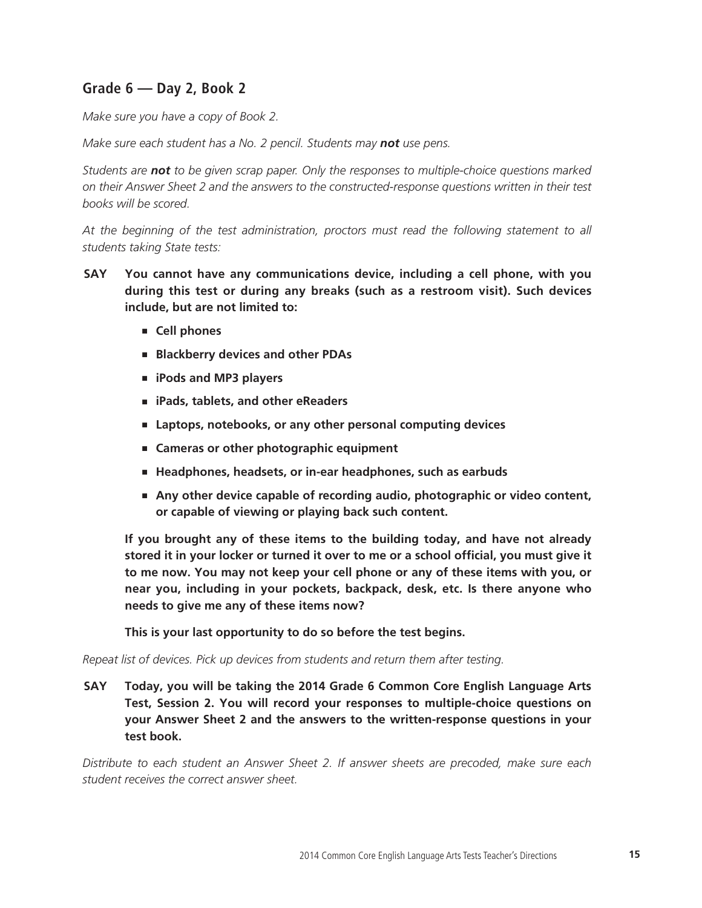## Grade 6 — Day 2, Book 2

*Make sure you have a copy of Book 2.*

*Make sure each student has a No. 2 pencil. Students may* ***not*** *use pens.*

*Students are* ***not*** *to be given scrap paper. Only the responses to multiple-choice questions marked on their Answer Sheet 2 and the answers to the constructed-response questions written in their test books will be scored.*

*At the beginning of the test administration, proctors must read the following statement to all students taking State tests:*

**SAY** **You cannot have any communications device, including a cell phone, with you during this test or during any breaks (such as a restroom visit). Such devices include, but are not limited to:**

- **Cell phones**
- **Blackberry devices and other PDAs**
- **iPods and MP3 players**
- **iPads, tablets, and other eReaders**
- **Laptops, notebooks, or any other personal computing devices**
- **Cameras or other photographic equipment**
- **Headphones, headsets, or in-ear headphones, such as earbuds**
- **Any other device capable of recording audio, photographic or video content, or capable of viewing or playing back such content.**

**If you brought any of these items to the building today, and have not already stored it in your locker or turned it over to me or a school official, you must give it to me now. You may not keep your cell phone or any of these items with you, or near you, including in your pockets, backpack, desk, etc. Is there anyone who needs to give me any of these items now?**

**This is your last opportunity to do so before the test begins.**

*Repeat list of devices. Pick up devices from students and return them after testing.*

**SAY** **Today, you will be taking the 2014 Grade 6 Common Core English Language Arts Test, Session 2. You will record your responses to multiple-choice questions on your Answer Sheet 2 and the answers to the written-response questions in your test book.**

*Distribute to each student an Answer Sheet 2. If answer sheets are precoded, make sure each student receives the correct answer sheet.*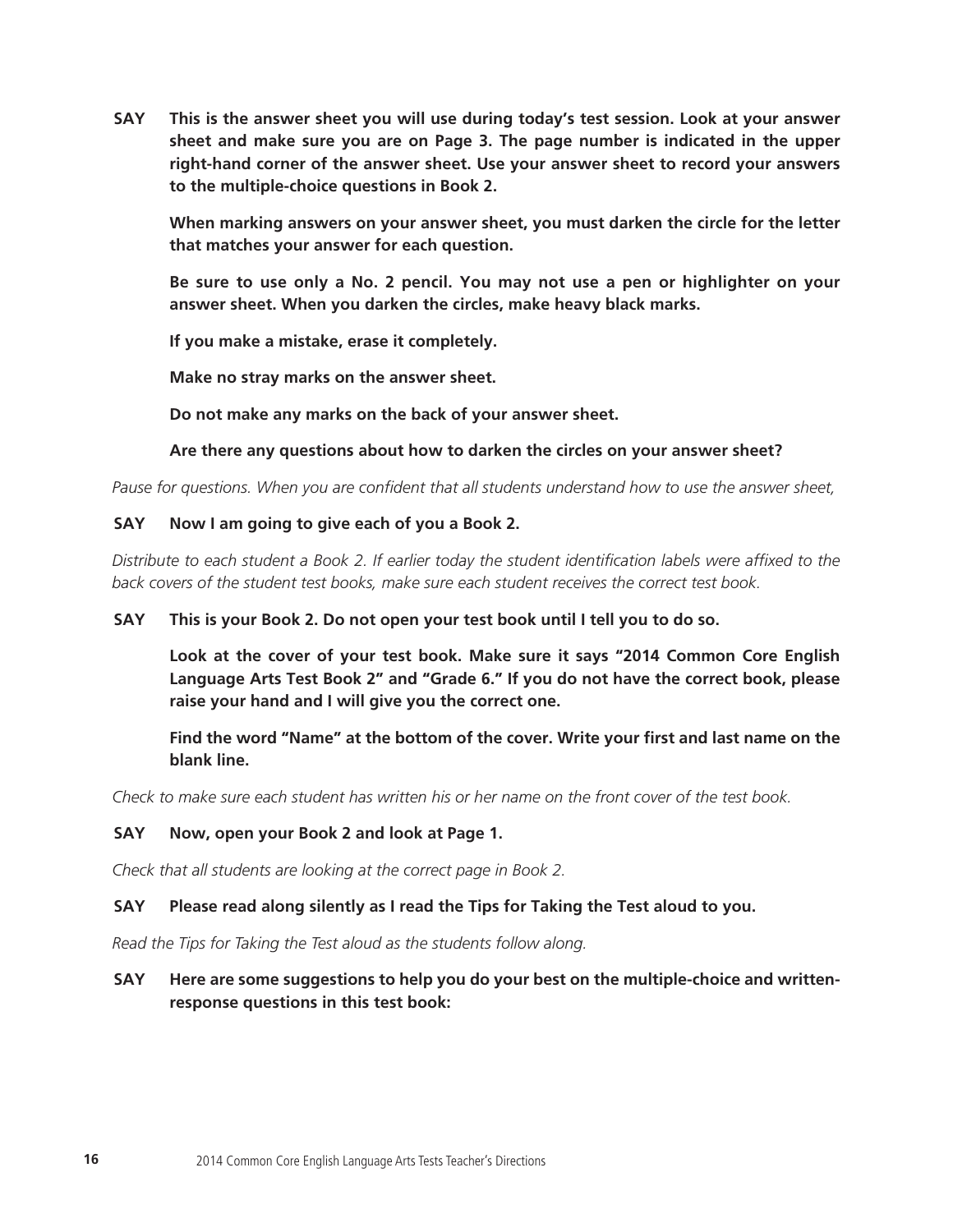**SAY This is the answer sheet you will use during today's test session. Look at your answer sheet and make sure you are on Page 3. The page number is indicated in the upper right-hand corner of the answer sheet. Use your answer sheet to record your answers to the multiple-choice questions in Book 2.**

**When marking answers on your answer sheet, you must darken the circle for the letter that matches your answer for each question.**

**Be sure to use only a No. 2 pencil. You may not use a pen or highlighter on your answer sheet. When you darken the circles, make heavy black marks.**

**If you make a mistake, erase it completely.**

**Make no stray marks on the answer sheet.**

**Do not make any marks on the back of your answer sheet.**

**Are there any questions about how to darken the circles on your answer sheet?**

*Pause for questions. When you are confident that all students understand how to use the answer sheet,*

**SAY Now I am going to give each of you a Book 2.**

*Distribute to each student a Book 2. If earlier today the student identification labels were affixed to the back covers of the student test books, make sure each student receives the correct test book.*

**SAY This is your Book 2. Do not open your test book until I tell you to do so.**

**Look at the cover of your test book. Make sure it says "2014 Common Core English Language Arts Test Book 2" and "Grade 6." If you do not have the correct book, please raise your hand and I will give you the correct one.**

**Find the word "Name" at the bottom of the cover. Write your first and last name on the blank line.**

*Check to make sure each student has written his or her name on the front cover of the test book.*

**SAY Now, open your Book 2 and look at Page 1.**

*Check that all students are looking at the correct page in Book 2.*

**SAY Please read along silently as I read the Tips for Taking the Test aloud to you.**

*Read the Tips for Taking the Test aloud as the students follow along.*

**SAY Here are some suggestions to help you do your best on the multiple-choice and written-response questions in this test book:**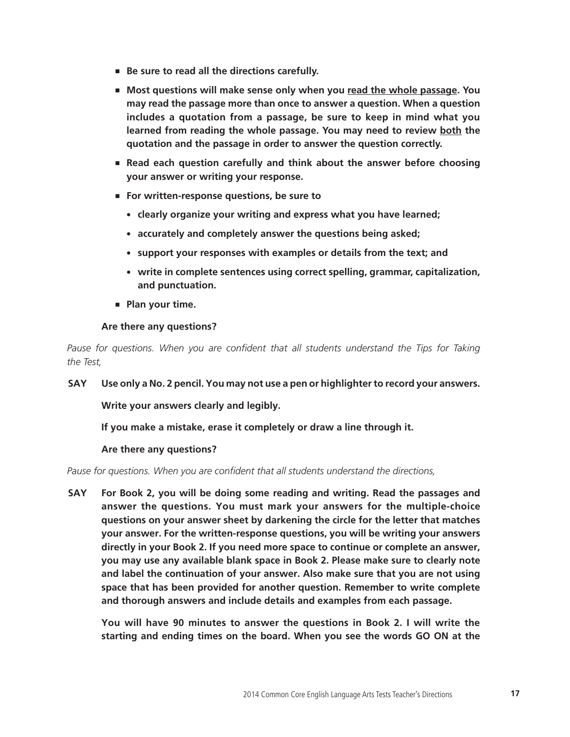- **Be sure to read all the directions carefully.**
- **Most questions will make sense only when you <u>read the whole passage</u>. You may read the passage more than once to answer a question. When a question includes a quotation from a passage, be sure to keep in mind what you learned from reading the whole passage. You may need to review <u>both</u> the quotation and the passage in order to answer the question correctly.**
- **Read each question carefully and think about the answer before choosing your answer or writing your response.**
- **For written-response questions, be sure to**
  - **clearly organize your writing and express what you have learned;**
  - **accurately and completely answer the questions being asked;**
  - **support your responses with examples or details from the text; and**
  - **write in complete sentences using correct spelling, grammar, capitalization, and punctuation.**
- **Plan your time.**

**Are there any questions?**

*Pause for questions. When you are confident that all students understand the Tips for Taking the Test,*

**SAY Use only a No. 2 pencil. You may not use a pen or highlighter to record your answers.**

**Write your answers clearly and legibly.**

**If you make a mistake, erase it completely or draw a line through it.**

**Are there any questions?**

*Pause for questions. When you are confident that all students understand the directions,*

**SAY For Book 2, you will be doing some reading and writing. Read the passages and answer the questions. You must mark your answers for the multiple-choice questions on your answer sheet by darkening the circle for the letter that matches your answer. For the written-response questions, you will be writing your answers directly in your Book 2. If you need more space to continue or complete an answer, you may use any available blank space in Book 2. Please make sure to clearly note and label the continuation of your answer. Also make sure that you are not using space that has been provided for another question. Remember to write complete and thorough answers and include details and examples from each passage.**

**You will have 90 minutes to answer the questions in Book 2. I will write the starting and ending times on the board. When you see the words GO ON at the**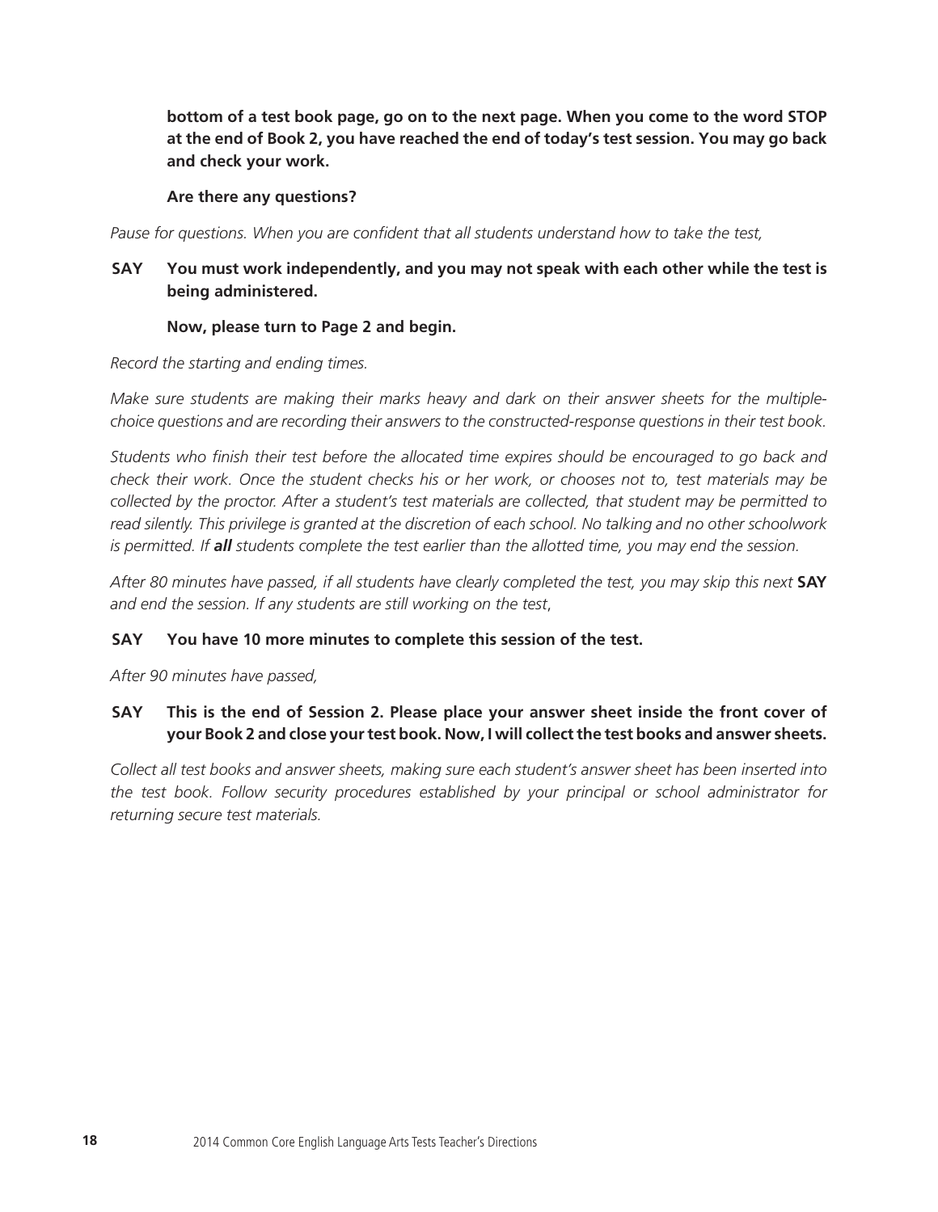**bottom of a test book page, go on to the next page. When you come to the word STOP at the end of Book 2, you have reached the end of today's test session. You may go back and check your work.**

**Are there any questions?**

*Pause for questions. When you are confident that all students understand how to take the test,*

**SAY You must work independently, and you may not speak with each other while the test is being administered.**

**Now, please turn to Page 2 and begin.**

*Record the starting and ending times.*

*Make sure students are making their marks heavy and dark on their answer sheets for the multiple-choice questions and are recording their answers to the constructed-response questions in their test book.*

*Students who finish their test before the allocated time expires should be encouraged to go back and check their work. Once the student checks his or her work, or chooses not to, test materials may be collected by the proctor. After a student's test materials are collected, that student may be permitted to read silently. This privilege is granted at the discretion of each school. No talking and no other schoolwork is permitted. If **all** students complete the test earlier than the allotted time, you may end the session.*

*After 80 minutes have passed, if all students have clearly completed the test, you may skip this next* **SAY** *and end the session. If any students are still working on the test,*

**SAY You have 10 more minutes to complete this session of the test.**

*After 90 minutes have passed,*

**SAY This is the end of Session 2. Please place your answer sheet inside the front cover of your Book 2 and close your test book. Now, I will collect the test books and answer sheets.**

*Collect all test books and answer sheets, making sure each student's answer sheet has been inserted into the test book. Follow security procedures established by your principal or school administrator for returning secure test materials.*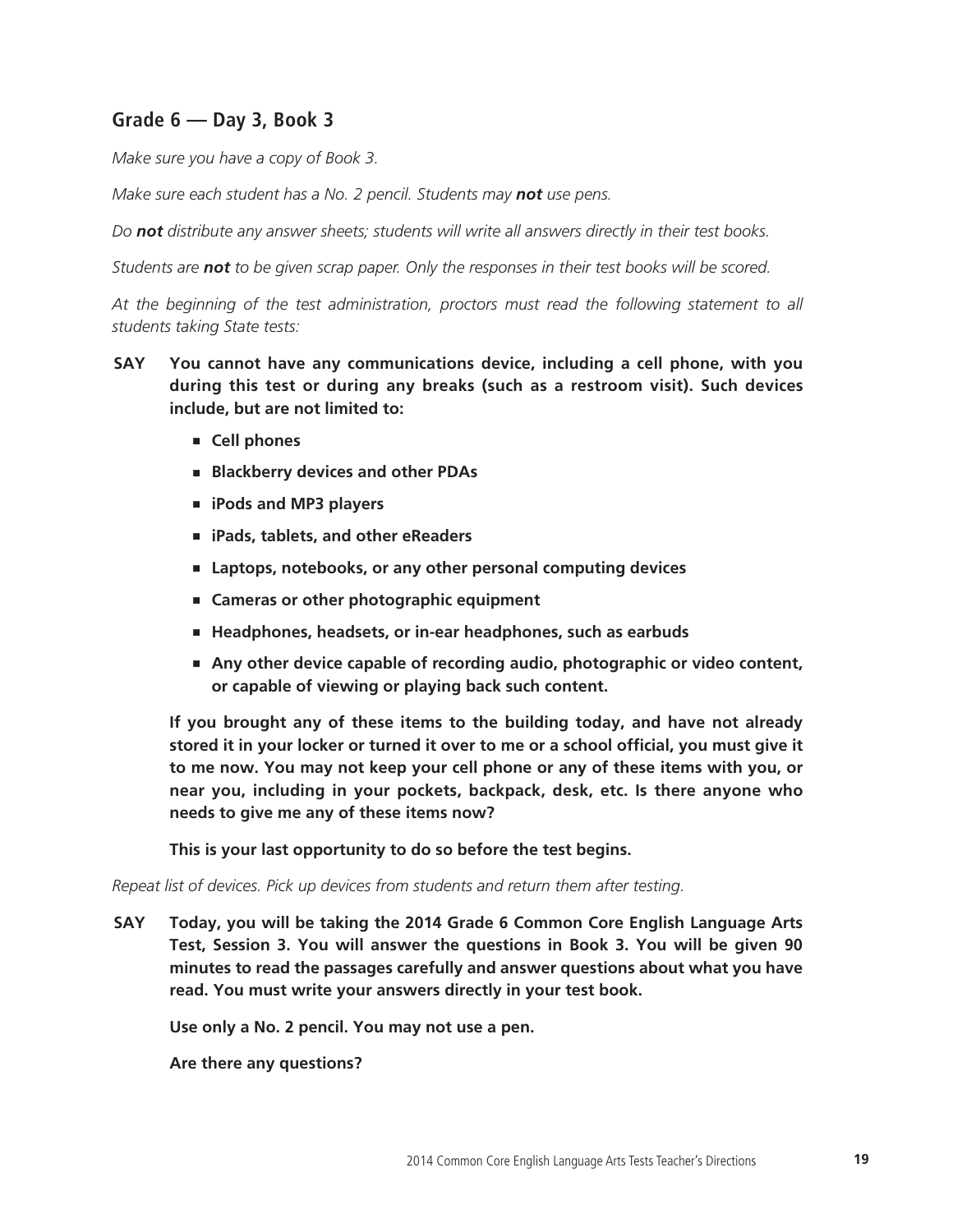## Grade 6 — Day 3, Book 3

*Make sure you have a copy of Book 3.*

*Make sure each student has a No. 2 pencil. Students may **not** use pens.*

*Do **not** distribute any answer sheets; students will write all answers directly in their test books.*

*Students are **not** to be given scrap paper. Only the responses in their test books will be scored.*

*At the beginning of the test administration, proctors must read the following statement to all students taking State tests:*

**SAY** **You cannot have any communications device, including a cell phone, with you during this test or during any breaks (such as a restroom visit). Such devices include, but are not limited to:**

- **Cell phones**
- **Blackberry devices and other PDAs**
- **iPods and MP3 players**
- **iPads, tablets, and other eReaders**
- **Laptops, notebooks, or any other personal computing devices**
- **Cameras or other photographic equipment**
- **Headphones, headsets, or in-ear headphones, such as earbuds**
- **Any other device capable of recording audio, photographic or video content, or capable of viewing or playing back such content.**

**If you brought any of these items to the building today, and have not already stored it in your locker or turned it over to me or a school official, you must give it to me now. You may not keep your cell phone or any of these items with you, or near you, including in your pockets, backpack, desk, etc. Is there anyone who needs to give me any of these items now?**

**This is your last opportunity to do so before the test begins.**

*Repeat list of devices. Pick up devices from students and return them after testing.*

**SAY** **Today, you will be taking the 2014 Grade 6 Common Core English Language Arts Test, Session 3. You will answer the questions in Book 3. You will be given 90 minutes to read the passages carefully and answer questions about what you have read. You must write your answers directly in your test book.**

**Use only a No. 2 pencil. You may not use a pen.**

**Are there any questions?**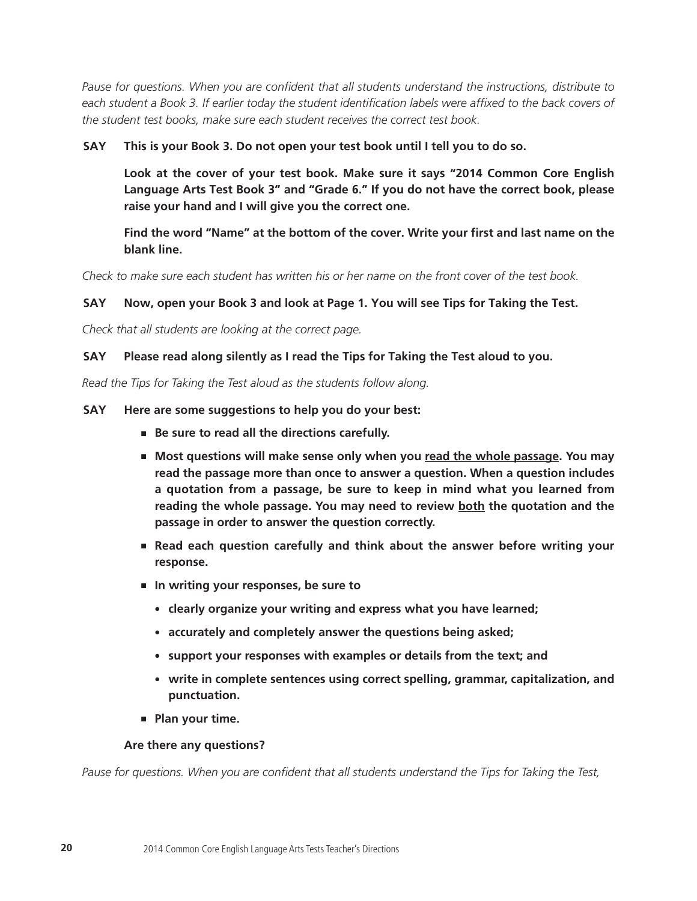*Pause for questions. When you are confident that all students understand the instructions, distribute to each student a Book 3. If earlier today the student identification labels were affixed to the back covers of the student test books, make sure each student receives the correct test book.*

**SAY This is your Book 3. Do not open your test book until I tell you to do so.**

**Look at the cover of your test book. Make sure it says "2014 Common Core English Language Arts Test Book 3" and "Grade 6." If you do not have the correct book, please raise your hand and I will give you the correct one.**

**Find the word "Name" at the bottom of the cover. Write your first and last name on the blank line.**

*Check to make sure each student has written his or her name on the front cover of the test book.*

**SAY Now, open your Book 3 and look at Page 1. You will see Tips for Taking the Test.**

*Check that all students are looking at the correct page.*

**SAY Please read along silently as I read the Tips for Taking the Test aloud to you.**

*Read the Tips for Taking the Test aloud as the students follow along.*

**SAY Here are some suggestions to help you do your best:**

- **Be sure to read all the directions carefully.**
- **Most questions will make sense only when you <u>read the whole passage</u>. You may read the passage more than once to answer a question. When a question includes a quotation from a passage, be sure to keep in mind what you learned from reading the whole passage. You may need to review <u>both</u> the quotation and the passage in order to answer the question correctly.**
- **Read each question carefully and think about the answer before writing your response.**
- **In writing your responses, be sure to**
  - **clearly organize your writing and express what you have learned;**
  - **accurately and completely answer the questions being asked;**
  - **support your responses with examples or details from the text; and**
  - **write in complete sentences using correct spelling, grammar, capitalization, and punctuation.**
- **Plan your time.**

**Are there any questions?**

*Pause for questions. When you are confident that all students understand the Tips for Taking the Test,*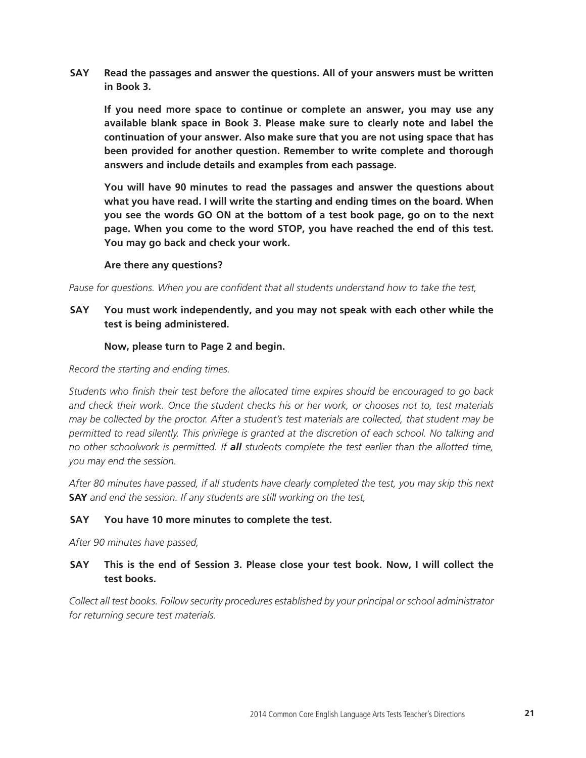**SAY** **Read the passages and answer the questions. All of your answers must be written in Book 3.**

**If you need more space to continue or complete an answer, you may use any available blank space in Book 3. Please make sure to clearly note and label the continuation of your answer. Also make sure that you are not using space that has been provided for another question. Remember to write complete and thorough answers and include details and examples from each passage.**

**You will have 90 minutes to read the passages and answer the questions about what you have read. I will write the starting and ending times on the board. When you see the words GO ON at the bottom of a test book page, go on to the next page. When you come to the word STOP, you have reached the end of this test. You may go back and check your work.**

**Are there any questions?**

*Pause for questions. When you are confident that all students understand how to take the test,*

**SAY** **You must work independently, and you may not speak with each other while the test is being administered.**

**Now, please turn to Page 2 and begin.**

*Record the starting and ending times.*

*Students who finish their test before the allocated time expires should be encouraged to go back and check their work. Once the student checks his or her work, or chooses not to, test materials may be collected by the proctor. After a student's test materials are collected, that student may be permitted to read silently. This privilege is granted at the discretion of each school. No talking and no other schoolwork is permitted. If* ***all*** *students complete the test earlier than the allotted time, you may end the session.*

*After 80 minutes have passed, if all students have clearly completed the test, you may skip this next* **SAY** *and end the session. If any students are still working on the test,*

**SAY** **You have 10 more minutes to complete the test.**

*After 90 minutes have passed,*

**SAY** **This is the end of Session 3. Please close your test book. Now, I will collect the test books.**

*Collect all test books. Follow security procedures established by your principal or school administrator for returning secure test materials.*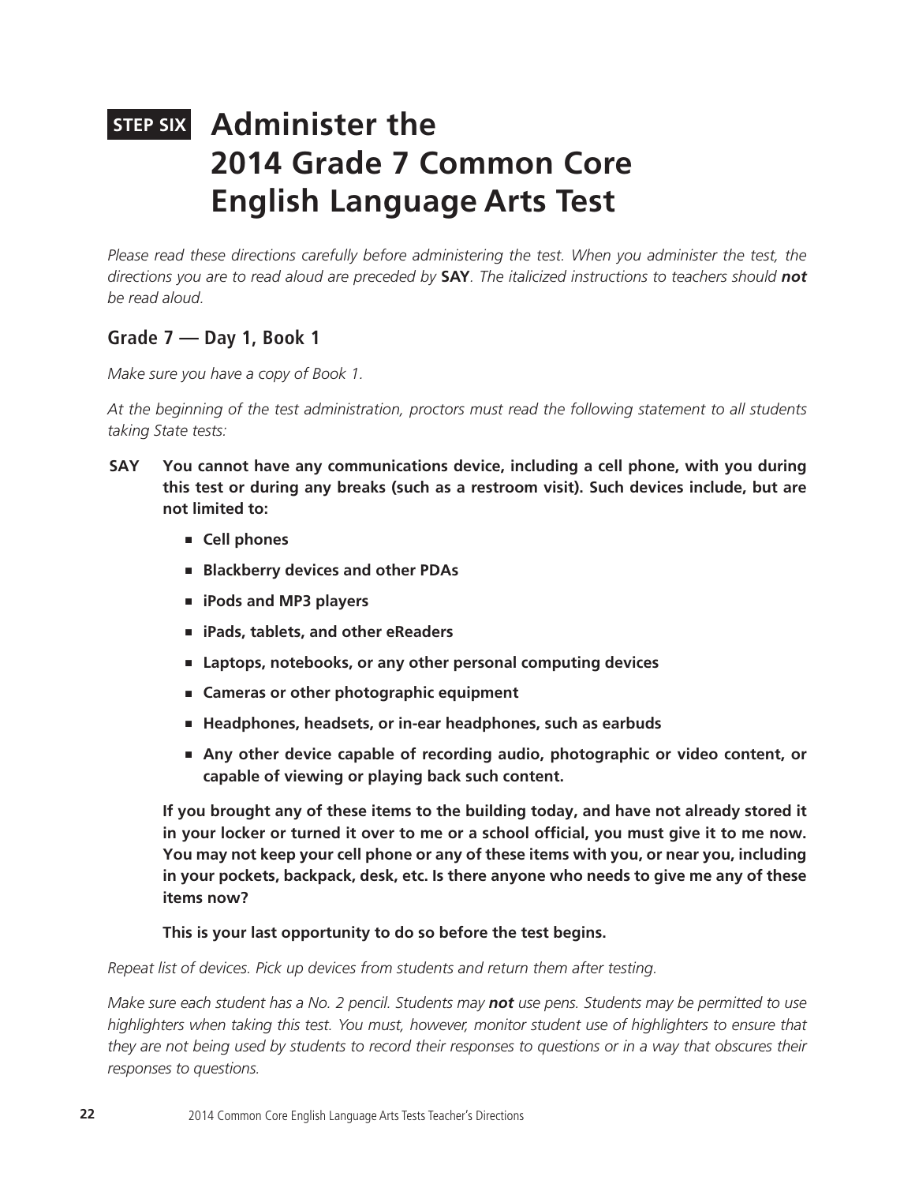# STEP SIX Administer the 2014 Grade 7 Common Core English Language Arts Test

*Please read these directions carefully before administering the test. When you administer the test, the directions you are to read aloud are preceded by* **SAY**. *The italicized instructions to teachers should **not** be read aloud.*

## Grade 7 — Day 1, Book 1

*Make sure you have a copy of Book 1.*

*At the beginning of the test administration, proctors must read the following statement to all students taking State tests:*

**SAY** **You cannot have any communications device, including a cell phone, with you during this test or during any breaks (such as a restroom visit). Such devices include, but are not limited to:**

- **Cell phones**
- **Blackberry devices and other PDAs**
- **iPods and MP3 players**
- **iPads, tablets, and other eReaders**
- **Laptops, notebooks, or any other personal computing devices**
- **Cameras or other photographic equipment**
- **Headphones, headsets, or in-ear headphones, such as earbuds**
- **Any other device capable of recording audio, photographic or video content, or capable of viewing or playing back such content.**

**If you brought any of these items to the building today, and have not already stored it in your locker or turned it over to me or a school official, you must give it to me now. You may not keep your cell phone or any of these items with you, or near you, including in your pockets, backpack, desk, etc. Is there anyone who needs to give me any of these items now?**

**This is your last opportunity to do so before the test begins.**

*Repeat list of devices. Pick up devices from students and return them after testing.*

*Make sure each student has a No. 2 pencil. Students may **not** use pens. Students may be permitted to use highlighters when taking this test. You must, however, monitor student use of highlighters to ensure that they are not being used by students to record their responses to questions or in a way that obscures their responses to questions.*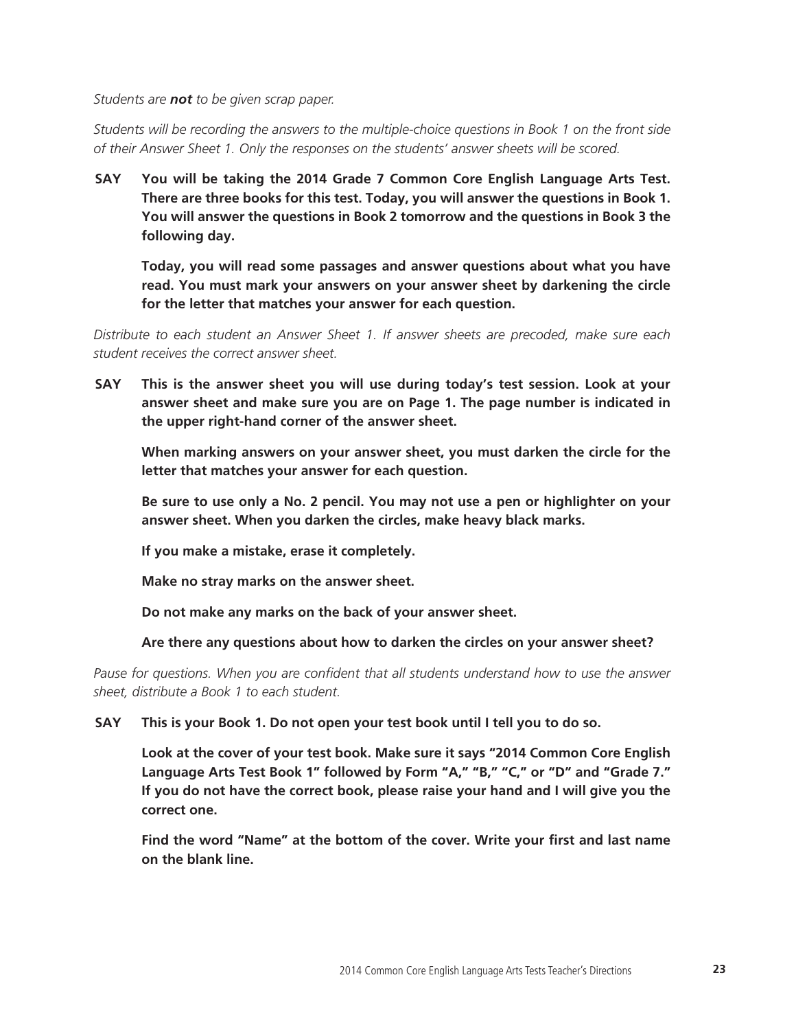*Students are **not** to be given scrap paper.*

*Students will be recording the answers to the multiple-choice questions in Book 1 on the front side of their Answer Sheet 1. Only the responses on the students' answer sheets will be scored.*

**SAY You will be taking the 2014 Grade 7 Common Core English Language Arts Test. There are three books for this test. Today, you will answer the questions in Book 1. You will answer the questions in Book 2 tomorrow and the questions in Book 3 the following day.**

**Today, you will read some passages and answer questions about what you have read. You must mark your answers on your answer sheet by darkening the circle for the letter that matches your answer for each question.**

*Distribute to each student an Answer Sheet 1. If answer sheets are precoded, make sure each student receives the correct answer sheet.*

**SAY This is the answer sheet you will use during today's test session. Look at your answer sheet and make sure you are on Page 1. The page number is indicated in the upper right-hand corner of the answer sheet.**

**When marking answers on your answer sheet, you must darken the circle for the letter that matches your answer for each question.**

**Be sure to use only a No. 2 pencil. You may not use a pen or highlighter on your answer sheet. When you darken the circles, make heavy black marks.**

**If you make a mistake, erase it completely.**

**Make no stray marks on the answer sheet.**

**Do not make any marks on the back of your answer sheet.**

**Are there any questions about how to darken the circles on your answer sheet?**

*Pause for questions. When you are confident that all students understand how to use the answer sheet, distribute a Book 1 to each student.*

**SAY This is your Book 1. Do not open your test book until I tell you to do so.**

**Look at the cover of your test book. Make sure it says "2014 Common Core English Language Arts Test Book 1" followed by Form "A," "B," "C," or "D" and "Grade 7." If you do not have the correct book, please raise your hand and I will give you the correct one.**

**Find the word "Name" at the bottom of the cover. Write your first and last name on the blank line.**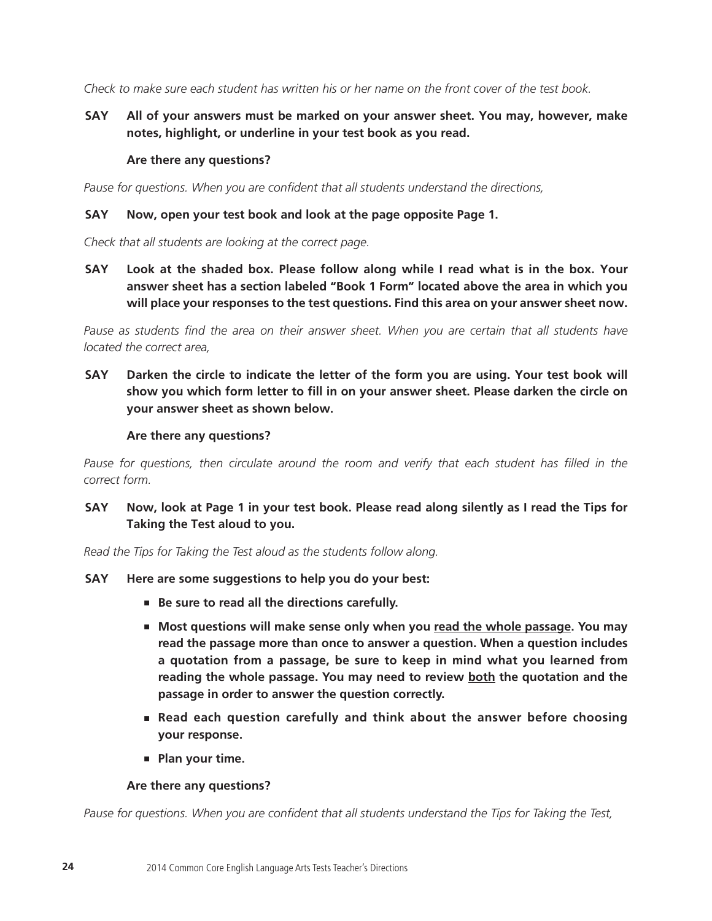*Check to make sure each student has written his or her name on the front cover of the test book.*

**SAY** **All of your answers must be marked on your answer sheet. You may, however, make notes, highlight, or underline in your test book as you read.**

**Are there any questions?**

*Pause for questions. When you are confident that all students understand the directions,*

**SAY** **Now, open your test book and look at the page opposite Page 1.**

*Check that all students are looking at the correct page.*

**SAY** **Look at the shaded box. Please follow along while I read what is in the box. Your answer sheet has a section labeled "Book 1 Form" located above the area in which you will place your responses to the test questions. Find this area on your answer sheet now.**

*Pause as students find the area on their answer sheet. When you are certain that all students have located the correct area,*

**SAY** **Darken the circle to indicate the letter of the form you are using. Your test book will show you which form letter to fill in on your answer sheet. Please darken the circle on your answer sheet as shown below.**

**Are there any questions?**

*Pause for questions, then circulate around the room and verify that each student has filled in the correct form.*

**SAY** **Now, look at Page 1 in your test book. Please read along silently as I read the Tips for Taking the Test aloud to you.**

*Read the Tips for Taking the Test aloud as the students follow along.*

**SAY** **Here are some suggestions to help you do your best:**

- **Be sure to read all the directions carefully.**
- **Most questions will make sense only when you <u>read the whole passage</u>. You may read the passage more than once to answer a question. When a question includes a quotation from a passage, be sure to keep in mind what you learned from reading the whole passage. You may need to review <u>both</u> the quotation and the passage in order to answer the question correctly.**
- **Read each question carefully and think about the answer before choosing your response.**
- **Plan your time.**

**Are there any questions?**

*Pause for questions. When you are confident that all students understand the Tips for Taking the Test,*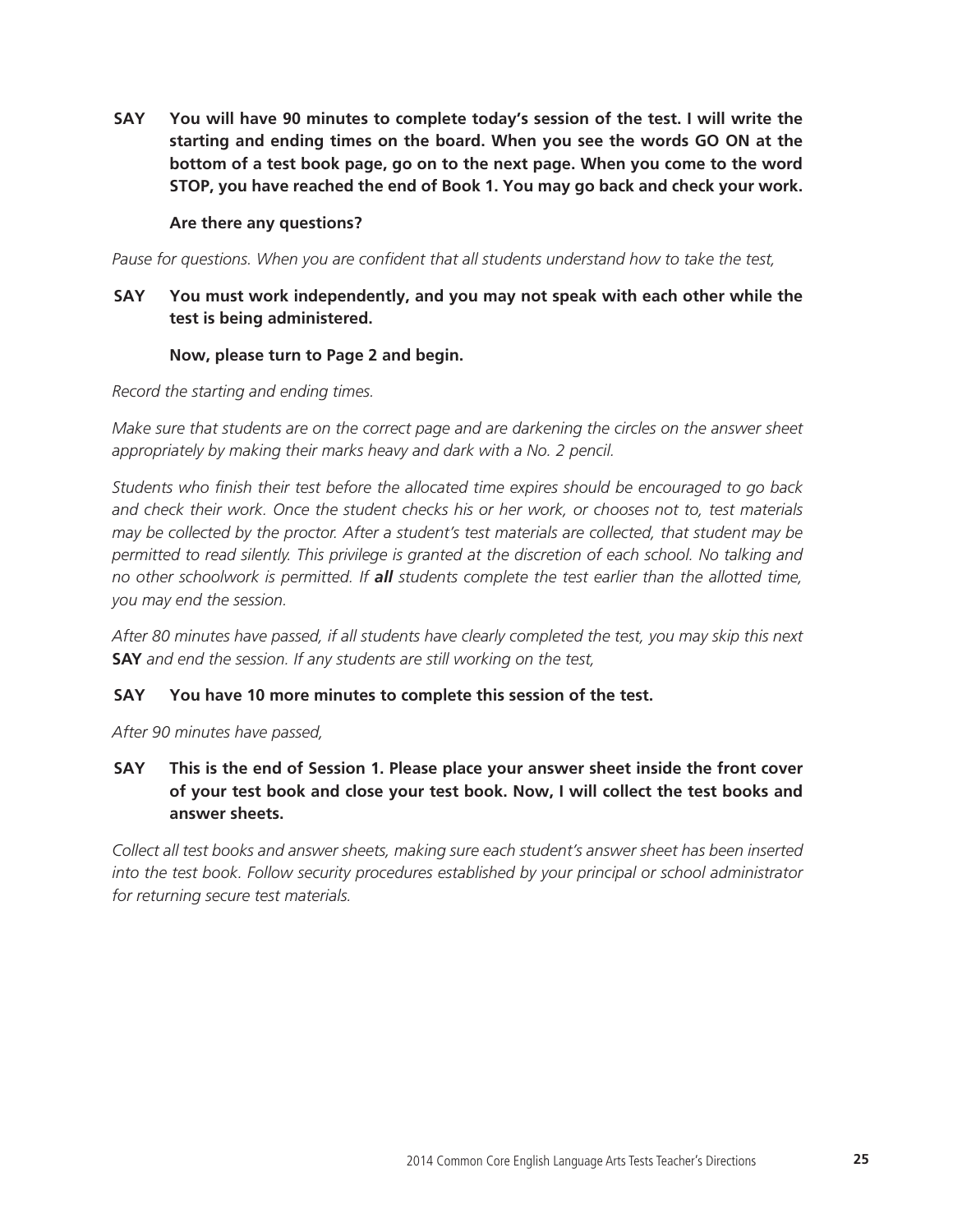**SAY** **You will have 90 minutes to complete today's session of the test. I will write the starting and ending times on the board. When you see the words GO ON at the bottom of a test book page, go on to the next page. When you come to the word STOP, you have reached the end of Book 1. You may go back and check your work.**

**Are there any questions?**

*Pause for questions. When you are confident that all students understand how to take the test,*

**SAY** **You must work independently, and you may not speak with each other while the test is being administered.**

**Now, please turn to Page 2 and begin.**

*Record the starting and ending times.*

*Make sure that students are on the correct page and are darkening the circles on the answer sheet appropriately by making their marks heavy and dark with a No. 2 pencil.*

*Students who finish their test before the allocated time expires should be encouraged to go back and check their work. Once the student checks his or her work, or chooses not to, test materials may be collected by the proctor. After a student's test materials are collected, that student may be permitted to read silently. This privilege is granted at the discretion of each school. No talking and no other schoolwork is permitted. If* ***all*** *students complete the test earlier than the allotted time, you may end the session.*

*After 80 minutes have passed, if all students have clearly completed the test, you may skip this next* **SAY** *and end the session. If any students are still working on the test,*

**SAY** **You have 10 more minutes to complete this session of the test.**

*After 90 minutes have passed,*

**SAY** **This is the end of Session 1. Please place your answer sheet inside the front cover of your test book and close your test book. Now, I will collect the test books and answer sheets.**

*Collect all test books and answer sheets, making sure each student's answer sheet has been inserted into the test book. Follow security procedures established by your principal or school administrator for returning secure test materials.*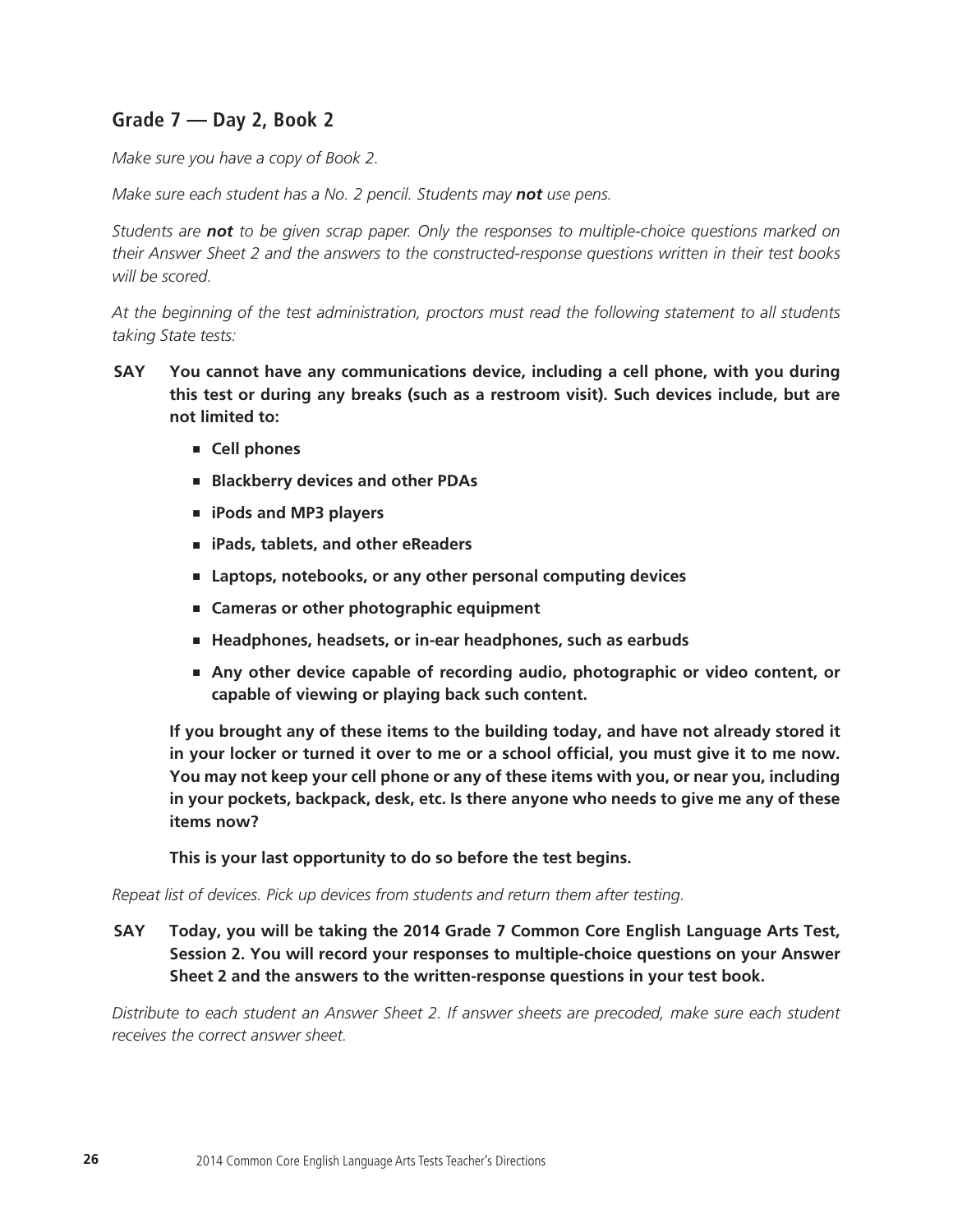## Grade 7 — Day 2, Book 2

*Make sure you have a copy of Book 2.*

*Make sure each student has a No. 2 pencil. Students may **not** use pens.*

*Students are **not** to be given scrap paper. Only the responses to multiple-choice questions marked on their Answer Sheet 2 and the answers to the constructed-response questions written in their test books will be scored.*

*At the beginning of the test administration, proctors must read the following statement to all students taking State tests:*

**SAY** **You cannot have any communications device, including a cell phone, with you during this test or during any breaks (such as a restroom visit). Such devices include, but are not limited to:**

- **Cell phones**
- **Blackberry devices and other PDAs**
- **iPods and MP3 players**
- **iPads, tablets, and other eReaders**
- **Laptops, notebooks, or any other personal computing devices**
- **Cameras or other photographic equipment**
- **Headphones, headsets, or in-ear headphones, such as earbuds**
- **Any other device capable of recording audio, photographic or video content, or capable of viewing or playing back such content.**

**If you brought any of these items to the building today, and have not already stored it in your locker or turned it over to me or a school official, you must give it to me now. You may not keep your cell phone or any of these items with you, or near you, including in your pockets, backpack, desk, etc. Is there anyone who needs to give me any of these items now?**

**This is your last opportunity to do so before the test begins.**

*Repeat list of devices. Pick up devices from students and return them after testing.*

**SAY** **Today, you will be taking the 2014 Grade 7 Common Core English Language Arts Test, Session 2. You will record your responses to multiple-choice questions on your Answer Sheet 2 and the answers to the written-response questions in your test book.**

*Distribute to each student an Answer Sheet 2. If answer sheets are precoded, make sure each student receives the correct answer sheet.*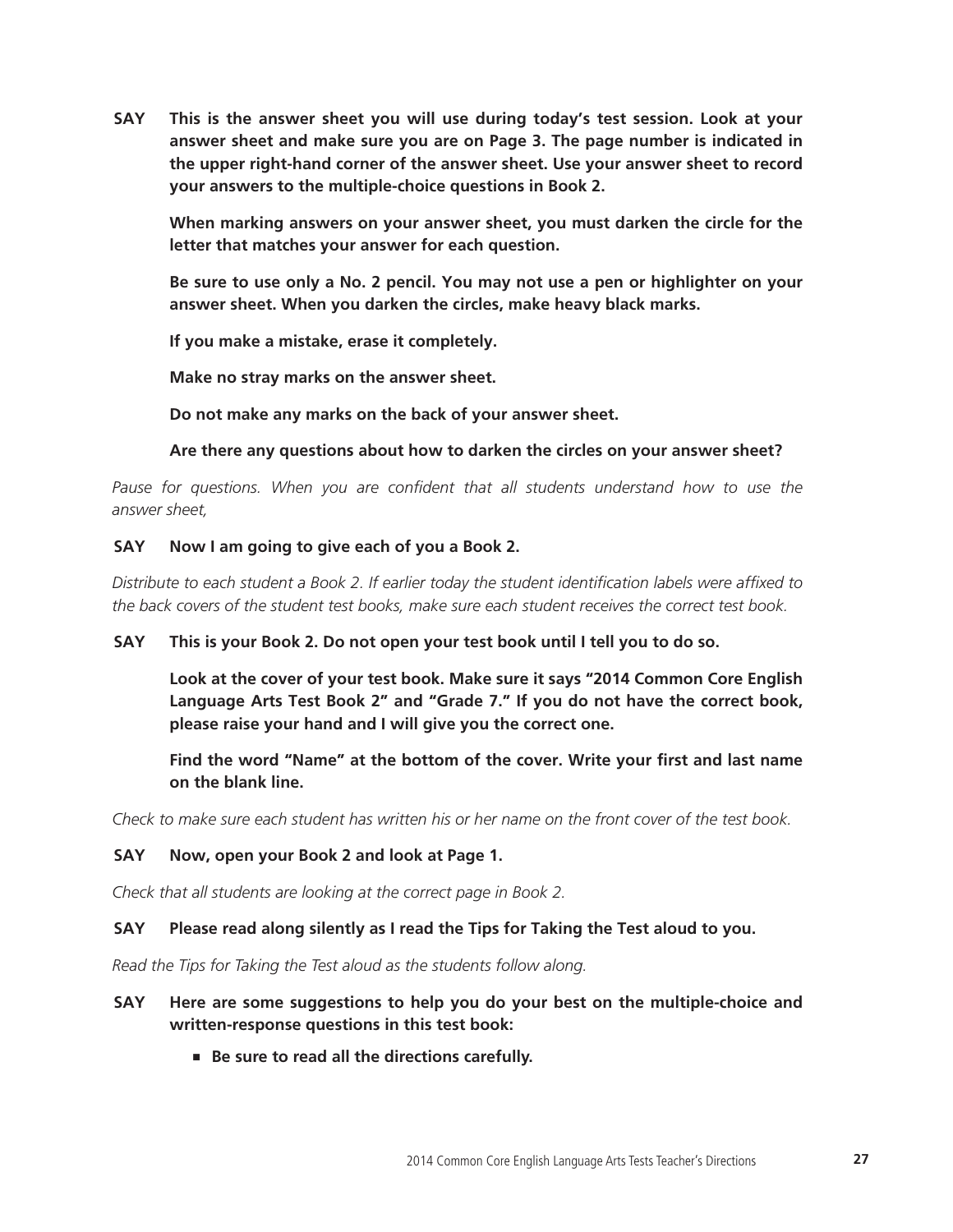**SAY** **This is the answer sheet you will use during today's test session. Look at your answer sheet and make sure you are on Page 3. The page number is indicated in the upper right-hand corner of the answer sheet. Use your answer sheet to record your answers to the multiple-choice questions in Book 2.**

**When marking answers on your answer sheet, you must darken the circle for the letter that matches your answer for each question.**

**Be sure to use only a No. 2 pencil. You may not use a pen or highlighter on your answer sheet. When you darken the circles, make heavy black marks.**

**If you make a mistake, erase it completely.**

**Make no stray marks on the answer sheet.**

**Do not make any marks on the back of your answer sheet.**

**Are there any questions about how to darken the circles on your answer sheet?**

*Pause for questions. When you are confident that all students understand how to use the answer sheet,*

**SAY** **Now I am going to give each of you a Book 2.**

*Distribute to each student a Book 2. If earlier today the student identification labels were affixed to the back covers of the student test books, make sure each student receives the correct test book.*

**SAY** **This is your Book 2. Do not open your test book until I tell you to do so.**

**Look at the cover of your test book. Make sure it says "2014 Common Core English Language Arts Test Book 2" and "Grade 7." If you do not have the correct book, please raise your hand and I will give you the correct one.**

**Find the word "Name" at the bottom of the cover. Write your first and last name on the blank line.**

*Check to make sure each student has written his or her name on the front cover of the test book.*

**SAY** **Now, open your Book 2 and look at Page 1.**

*Check that all students are looking at the correct page in Book 2.*

**SAY** **Please read along silently as I read the Tips for Taking the Test aloud to you.**

*Read the Tips for Taking the Test aloud as the students follow along.*

**SAY** **Here are some suggestions to help you do your best on the multiple-choice and written-response questions in this test book:**

- **Be sure to read all the directions carefully.**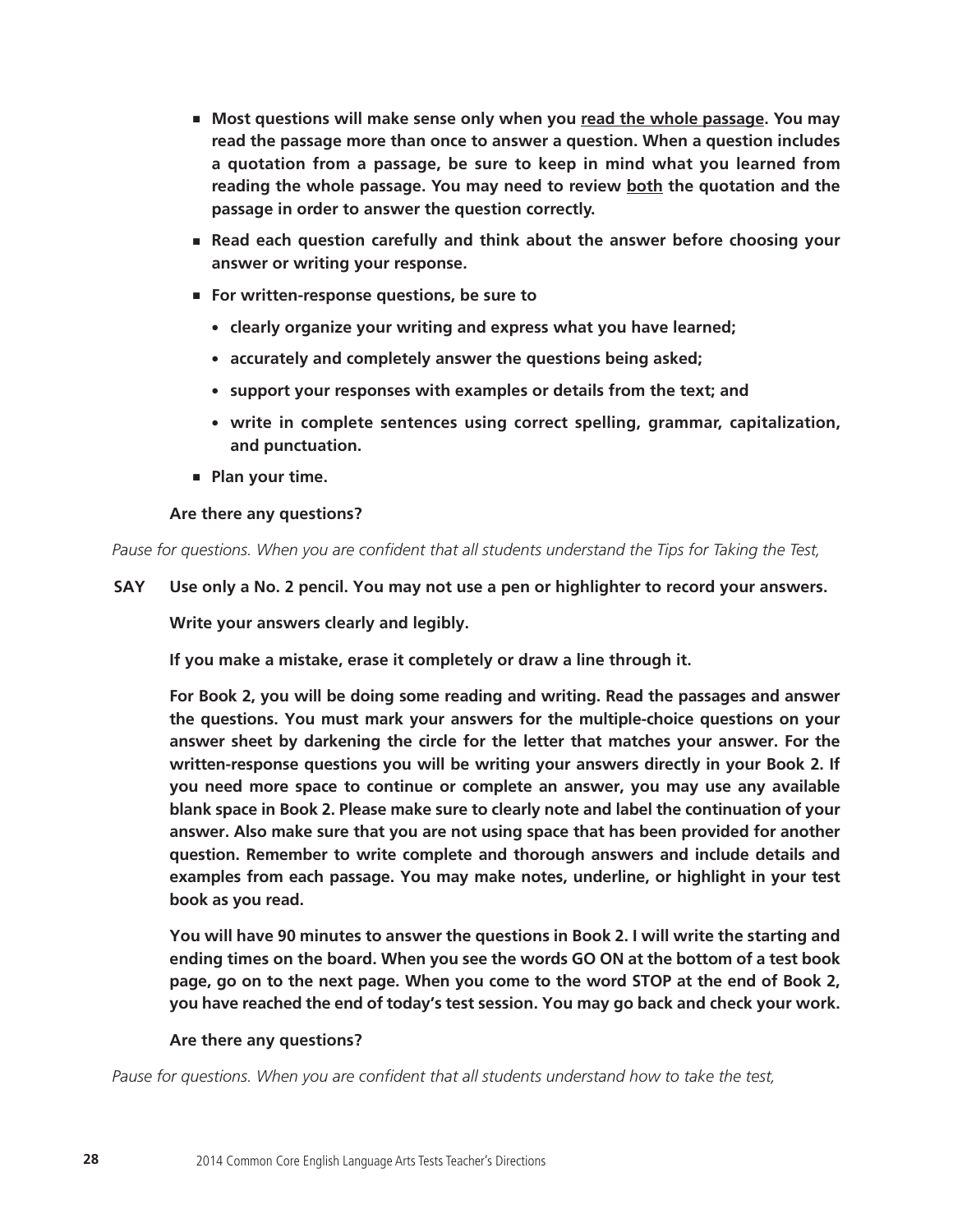- **Most questions will make sense only when you <u>read the whole passage</u>. You may read the passage more than once to answer a question. When a question includes a quotation from a passage, be sure to keep in mind what you learned from reading the whole passage. You may need to review <u>both</u> the quotation and the passage in order to answer the question correctly.**
- **Read each question carefully and think about the answer before choosing your answer or writing your response.**
- **For written-response questions, be sure to**
  - **clearly organize your writing and express what you have learned;**
  - **accurately and completely answer the questions being asked;**
  - **support your responses with examples or details from the text; and**
  - **write in complete sentences using correct spelling, grammar, capitalization, and punctuation.**
- **Plan your time.**

**Are there any questions?**

*Pause for questions. When you are confident that all students understand the Tips for Taking the Test,*

**SAY Use only a No. 2 pencil. You may not use a pen or highlighter to record your answers.**

**Write your answers clearly and legibly.**

**If you make a mistake, erase it completely or draw a line through it.**

**For Book 2, you will be doing some reading and writing. Read the passages and answer the questions. You must mark your answers for the multiple-choice questions on your answer sheet by darkening the circle for the letter that matches your answer. For the written-response questions you will be writing your answers directly in your Book 2. If you need more space to continue or complete an answer, you may use any available blank space in Book 2. Please make sure to clearly note and label the continuation of your answer. Also make sure that you are not using space that has been provided for another question. Remember to write complete and thorough answers and include details and examples from each passage. You may make notes, underline, or highlight in your test book as you read.**

**You will have 90 minutes to answer the questions in Book 2. I will write the starting and ending times on the board. When you see the words GO ON at the bottom of a test book page, go on to the next page. When you come to the word STOP at the end of Book 2, you have reached the end of today's test session. You may go back and check your work.**

**Are there any questions?**

*Pause for questions. When you are confident that all students understand how to take the test,*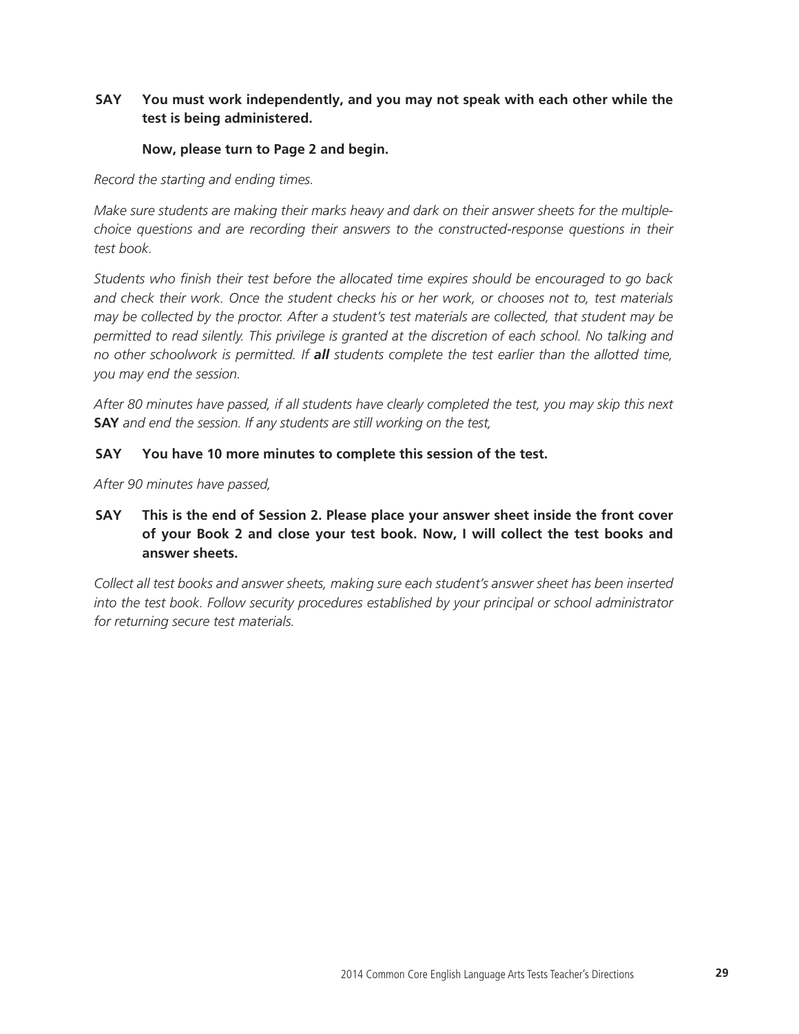**SAY** **You must work independently, and you may not speak with each other while the test is being administered.**

**Now, please turn to Page 2 and begin.**

*Record the starting and ending times.*

*Make sure students are making their marks heavy and dark on their answer sheets for the multiple-choice questions and are recording their answers to the constructed-response questions in their test book.*

*Students who finish their test before the allocated time expires should be encouraged to go back and check their work. Once the student checks his or her work, or chooses not to, test materials may be collected by the proctor. After a student's test materials are collected, that student may be permitted to read silently. This privilege is granted at the discretion of each school. No talking and no other schoolwork is permitted. If* ***all*** *students complete the test earlier than the allotted time, you may end the session.*

*After 80 minutes have passed, if all students have clearly completed the test, you may skip this next* **SAY** *and end the session. If any students are still working on the test,*

**SAY** **You have 10 more minutes to complete this session of the test.**

*After 90 minutes have passed,*

**SAY** **This is the end of Session 2. Please place your answer sheet inside the front cover of your Book 2 and close your test book. Now, I will collect the test books and answer sheets.**

*Collect all test books and answer sheets, making sure each student's answer sheet has been inserted into the test book. Follow security procedures established by your principal or school administrator for returning secure test materials.*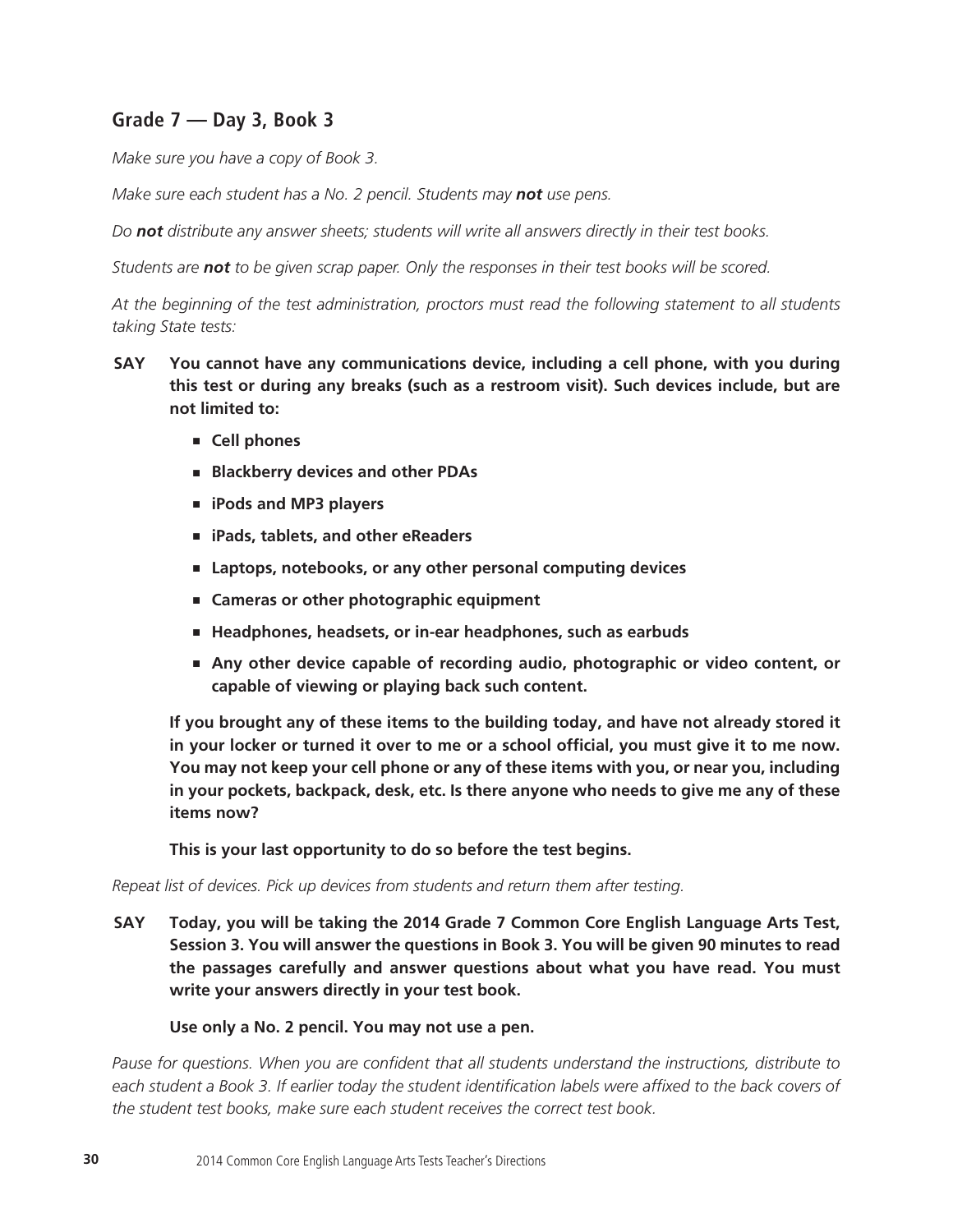## Grade 7 — Day 3, Book 3

*Make sure you have a copy of Book 3.*

*Make sure each student has a No. 2 pencil. Students may **not** use pens.*

*Do **not** distribute any answer sheets; students will write all answers directly in their test books.*

*Students are **not** to be given scrap paper. Only the responses in their test books will be scored.*

*At the beginning of the test administration, proctors must read the following statement to all students taking State tests:*

**SAY You cannot have any communications device, including a cell phone, with you during this test or during any breaks (such as a restroom visit). Such devices include, but are not limited to:**

- **Cell phones**
- **Blackberry devices and other PDAs**
- **iPods and MP3 players**
- **iPads, tablets, and other eReaders**
- **Laptops, notebooks, or any other personal computing devices**
- **Cameras or other photographic equipment**
- **Headphones, headsets, or in-ear headphones, such as earbuds**
- **Any other device capable of recording audio, photographic or video content, or capable of viewing or playing back such content.**

**If you brought any of these items to the building today, and have not already stored it in your locker or turned it over to me or a school official, you must give it to me now. You may not keep your cell phone or any of these items with you, or near you, including in your pockets, backpack, desk, etc. Is there anyone who needs to give me any of these items now?**

**This is your last opportunity to do so before the test begins.**

*Repeat list of devices. Pick up devices from students and return them after testing.*

**SAY Today, you will be taking the 2014 Grade 7 Common Core English Language Arts Test, Session 3. You will answer the questions in Book 3. You will be given 90 minutes to read the passages carefully and answer questions about what you have read. You must write your answers directly in your test book.**

**Use only a No. 2 pencil. You may not use a pen.**

*Pause for questions. When you are confident that all students understand the instructions, distribute to each student a Book 3. If earlier today the student identification labels were affixed to the back covers of the student test books, make sure each student receives the correct test book.*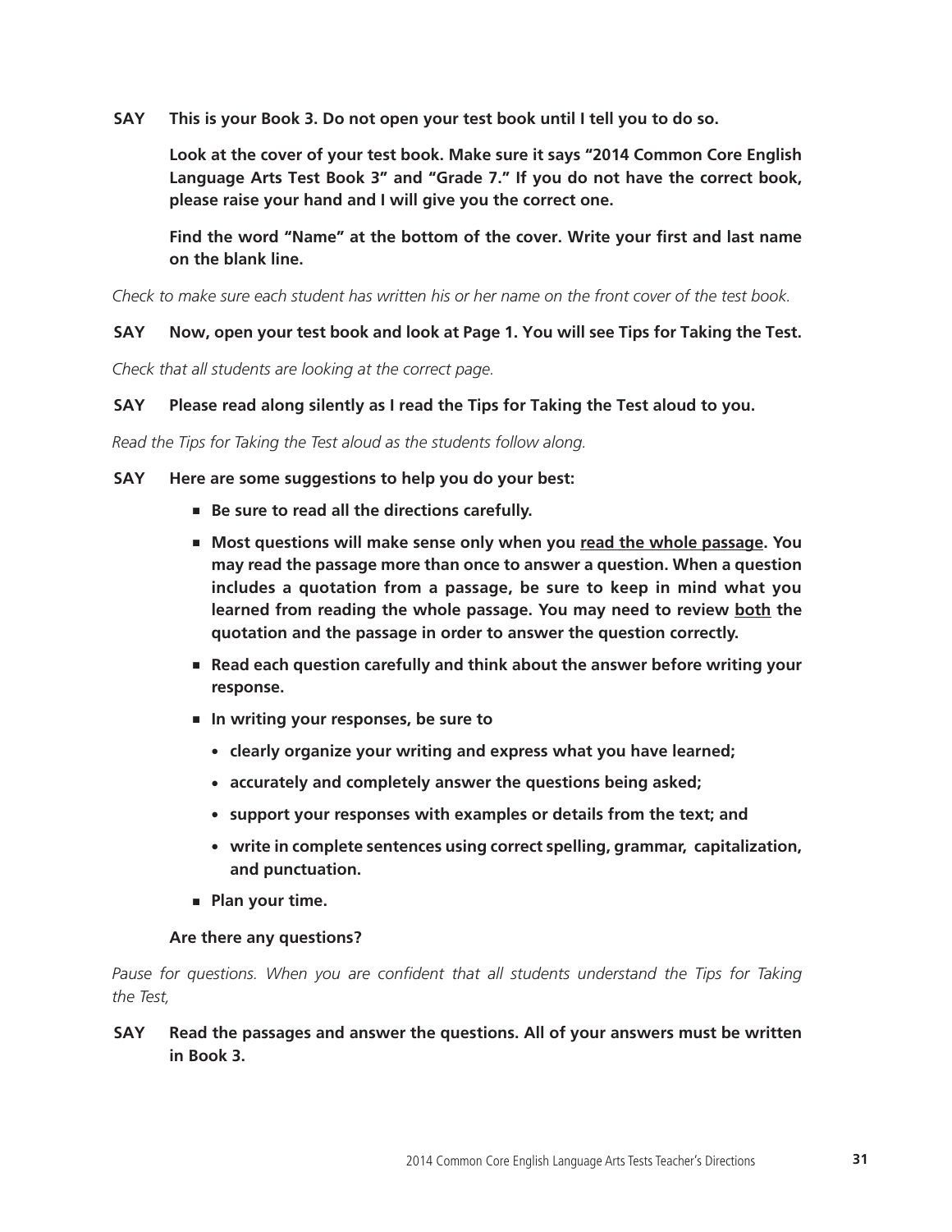**SAY** **This is your Book 3. Do not open your test book until I tell you to do so.**

**Look at the cover of your test book. Make sure it says "2014 Common Core English Language Arts Test Book 3" and "Grade 7." If you do not have the correct book, please raise your hand and I will give you the correct one.**

**Find the word "Name" at the bottom of the cover. Write your first and last name on the blank line.**

*Check to make sure each student has written his or her name on the front cover of the test book.*

**SAY** **Now, open your test book and look at Page 1. You will see Tips for Taking the Test.**

*Check that all students are looking at the correct page.*

**SAY** **Please read along silently as I read the Tips for Taking the Test aloud to you.**

*Read the Tips for Taking the Test aloud as the students follow along.*

**SAY** **Here are some suggestions to help you do your best:**

- **Be sure to read all the directions carefully.**
- **Most questions will make sense only when you <u>read the whole passage</u>. You may read the passage more than once to answer a question. When a question includes a quotation from a passage, be sure to keep in mind what you learned from reading the whole passage. You may need to review <u>both</u> the quotation and the passage in order to answer the question correctly.**
- **Read each question carefully and think about the answer before writing your response.**
- **In writing your responses, be sure to**
  - **clearly organize your writing and express what you have learned;**
  - **accurately and completely answer the questions being asked;**
  - **support your responses with examples or details from the text; and**
  - **write in complete sentences using correct spelling, grammar, capitalization, and punctuation.**
- **Plan your time.**

**Are there any questions?**

*Pause for questions. When you are confident that all students understand the Tips for Taking the Test,*

**SAY** **Read the passages and answer the questions. All of your answers must be written in Book 3.**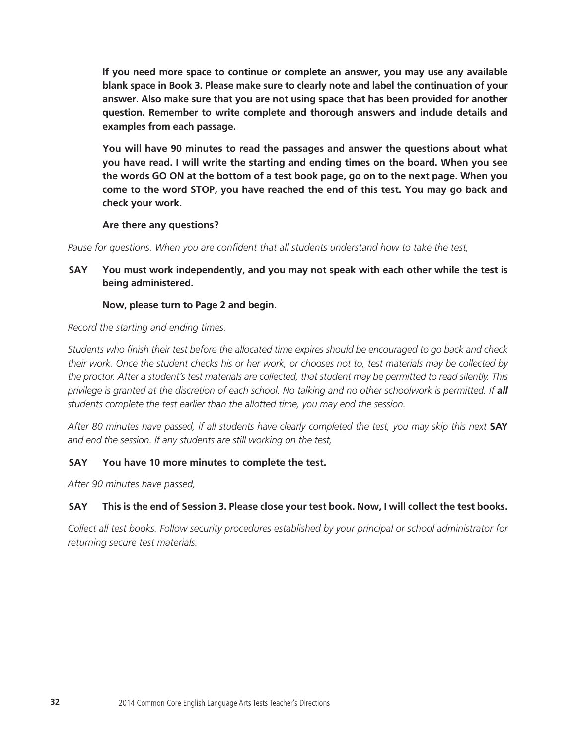**If you need more space to continue or complete an answer, you may use any available blank space in Book 3. Please make sure to clearly note and label the continuation of your answer. Also make sure that you are not using space that has been provided for another question. Remember to write complete and thorough answers and include details and examples from each passage.**

**You will have 90 minutes to read the passages and answer the questions about what you have read. I will write the starting and ending times on the board. When you see the words GO ON at the bottom of a test book page, go on to the next page. When you come to the word STOP, you have reached the end of this test. You may go back and check your work.**

**Are there any questions?**

*Pause for questions. When you are confident that all students understand how to take the test,*

**SAY You must work independently, and you may not speak with each other while the test is being administered.**

**Now, please turn to Page 2 and begin.**

*Record the starting and ending times.*

*Students who finish their test before the allocated time expires should be encouraged to go back and check their work. Once the student checks his or her work, or chooses not to, test materials may be collected by the proctor. After a student's test materials are collected, that student may be permitted to read silently. This privilege is granted at the discretion of each school. No talking and no other schoolwork is permitted. If* ***all*** *students complete the test earlier than the allotted time, you may end the session.*

*After 80 minutes have passed, if all students have clearly completed the test, you may skip this next* **SAY** *and end the session. If any students are still working on the test,*

**SAY You have 10 more minutes to complete the test.**

*After 90 minutes have passed,*

**SAY This is the end of Session 3. Please close your test book. Now, I will collect the test books.**

*Collect all test books. Follow security procedures established by your principal or school administrator for returning secure test materials.*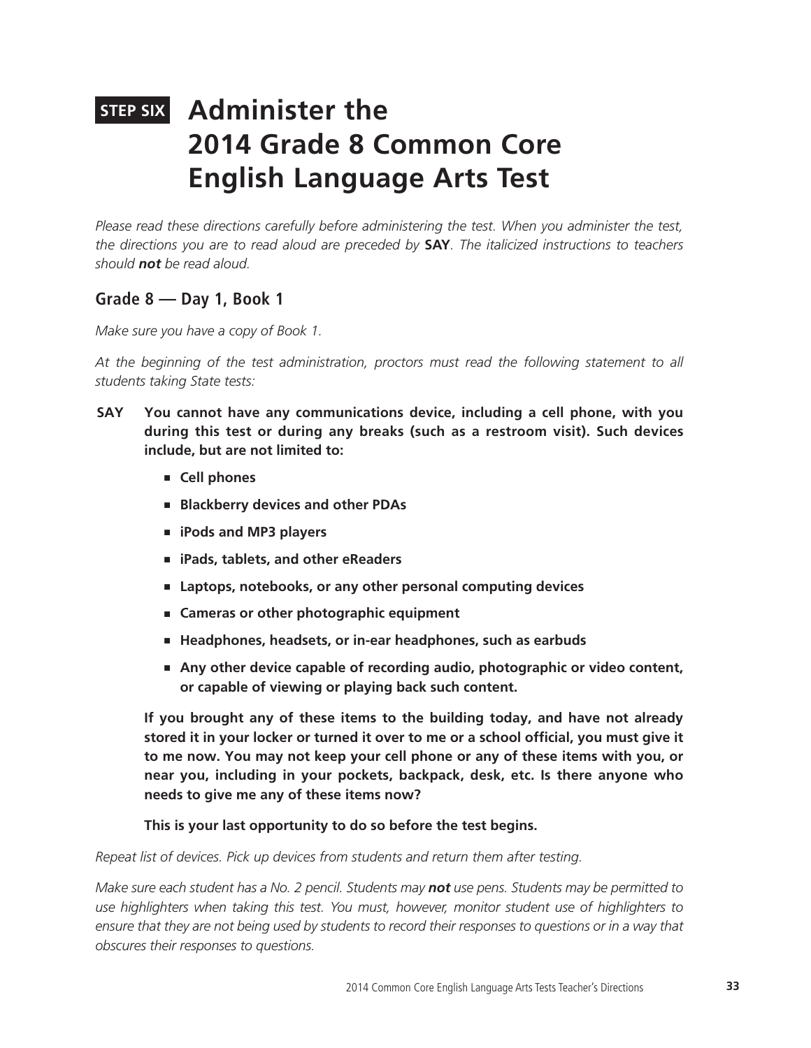# STEP SIX Administer the 2014 Grade 8 Common Core English Language Arts Test

*Please read these directions carefully before administering the test. When you administer the test, the directions you are to read aloud are preceded by* **SAY**. *The italicized instructions to teachers should* ***not*** *be read aloud.*

## Grade 8 — Day 1, Book 1

*Make sure you have a copy of Book 1.*

*At the beginning of the test administration, proctors must read the following statement to all students taking State tests:*

**SAY** **You cannot have any communications device, including a cell phone, with you during this test or during any breaks (such as a restroom visit). Such devices include, but are not limited to:**

- **Cell phones**
- **Blackberry devices and other PDAs**
- **iPods and MP3 players**
- **iPads, tablets, and other eReaders**
- **Laptops, notebooks, or any other personal computing devices**
- **Cameras or other photographic equipment**
- **Headphones, headsets, or in-ear headphones, such as earbuds**
- **Any other device capable of recording audio, photographic or video content, or capable of viewing or playing back such content.**

**If you brought any of these items to the building today, and have not already stored it in your locker or turned it over to me or a school official, you must give it to me now. You may not keep your cell phone or any of these items with you, or near you, including in your pockets, backpack, desk, etc. Is there anyone who needs to give me any of these items now?**

**This is your last opportunity to do so before the test begins.**

*Repeat list of devices. Pick up devices from students and return them after testing.*

*Make sure each student has a No. 2 pencil. Students may* ***not*** *use pens. Students may be permitted to use highlighters when taking this test. You must, however, monitor student use of highlighters to ensure that they are not being used by students to record their responses to questions or in a way that obscures their responses to questions.*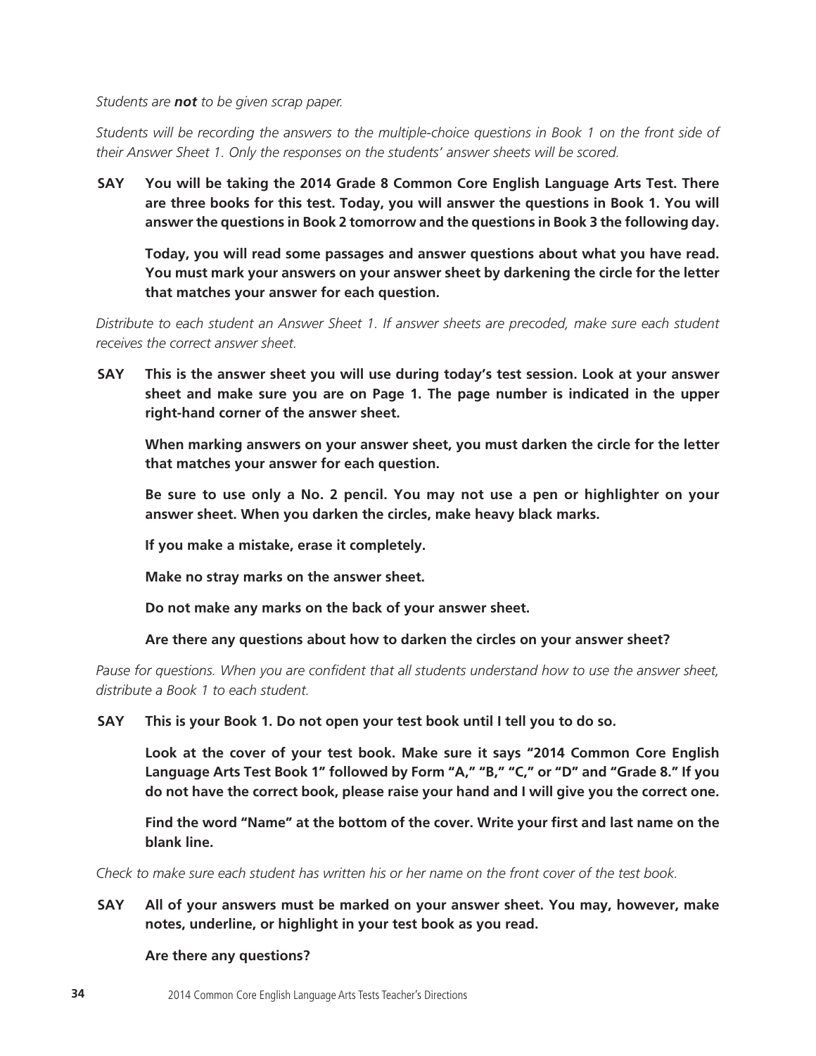*Students are **not** to be given scrap paper.*

*Students will be recording the answers to the multiple-choice questions in Book 1 on the front side of their Answer Sheet 1. Only the responses on the students' answer sheets will be scored.*

**SAY** **You will be taking the 2014 Grade 8 Common Core English Language Arts Test. There are three books for this test. Today, you will answer the questions in Book 1. You will answer the questions in Book 2 tomorrow and the questions in Book 3 the following day.**

**Today, you will read some passages and answer questions about what you have read. You must mark your answers on your answer sheet by darkening the circle for the letter that matches your answer for each question.**

*Distribute to each student an Answer Sheet 1. If answer sheets are precoded, make sure each student receives the correct answer sheet.*

**SAY** **This is the answer sheet you will use during today's test session. Look at your answer sheet and make sure you are on Page 1. The page number is indicated in the upper right-hand corner of the answer sheet.**

**When marking answers on your answer sheet, you must darken the circle for the letter that matches your answer for each question.**

**Be sure to use only a No. 2 pencil. You may not use a pen or highlighter on your answer sheet. When you darken the circles, make heavy black marks.**

**If you make a mistake, erase it completely.**

**Make no stray marks on the answer sheet.**

**Do not make any marks on the back of your answer sheet.**

**Are there any questions about how to darken the circles on your answer sheet?**

*Pause for questions. When you are confident that all students understand how to use the answer sheet, distribute a Book 1 to each student.*

**SAY** **This is your Book 1. Do not open your test book until I tell you to do so.**

**Look at the cover of your test book. Make sure it says "2014 Common Core English Language Arts Test Book 1" followed by Form "A," "B," "C," or "D" and "Grade 8." If you do not have the correct book, please raise your hand and I will give you the correct one.**

**Find the word "Name" at the bottom of the cover. Write your first and last name on the blank line.**

*Check to make sure each student has written his or her name on the front cover of the test book.*

**SAY** **All of your answers must be marked on your answer sheet. You may, however, make notes, underline, or highlight in your test book as you read.**

**Are there any questions?**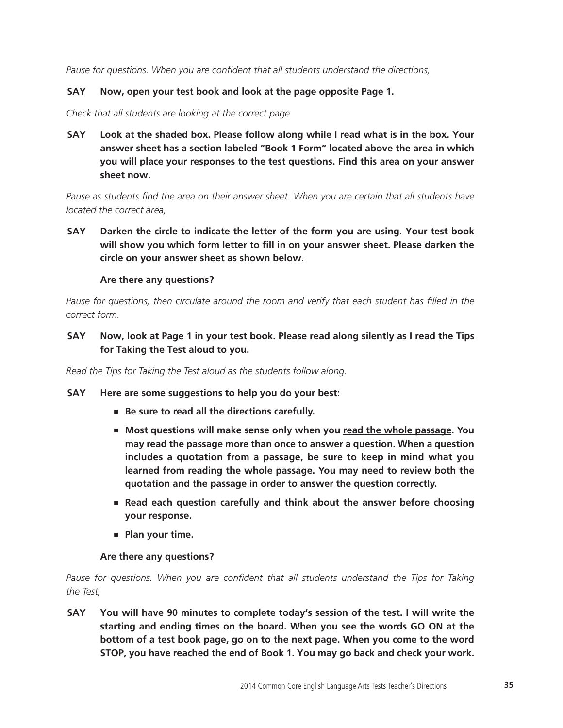*Pause for questions. When you are confident that all students understand the directions,*

**SAY Now, open your test book and look at the page opposite Page 1.**

*Check that all students are looking at the correct page.*

**SAY Look at the shaded box. Please follow along while I read what is in the box. Your answer sheet has a section labeled "Book 1 Form" located above the area in which you will place your responses to the test questions. Find this area on your answer sheet now.**

*Pause as students find the area on their answer sheet. When you are certain that all students have located the correct area,*

**SAY Darken the circle to indicate the letter of the form you are using. Your test book will show you which form letter to fill in on your answer sheet. Please darken the circle on your answer sheet as shown below.**

**Are there any questions?**

*Pause for questions, then circulate around the room and verify that each student has filled in the correct form.*

**SAY Now, look at Page 1 in your test book. Please read along silently as I read the Tips for Taking the Test aloud to you.**

*Read the Tips for Taking the Test aloud as the students follow along.*

**SAY Here are some suggestions to help you do your best:**

- **Be sure to read all the directions carefully.**
- **Most questions will make sense only when you <u>read the whole passage</u>. You may read the passage more than once to answer a question. When a question includes a quotation from a passage, be sure to keep in mind what you learned from reading the whole passage. You may need to review <u>both</u> the quotation and the passage in order to answer the question correctly.**
- **Read each question carefully and think about the answer before choosing your response.**
- **Plan your time.**

**Are there any questions?**

*Pause for questions. When you are confident that all students understand the Tips for Taking the Test,*

**SAY You will have 90 minutes to complete today's session of the test. I will write the starting and ending times on the board. When you see the words GO ON at the bottom of a test book page, go on to the next page. When you come to the word STOP, you have reached the end of Book 1. You may go back and check your work.**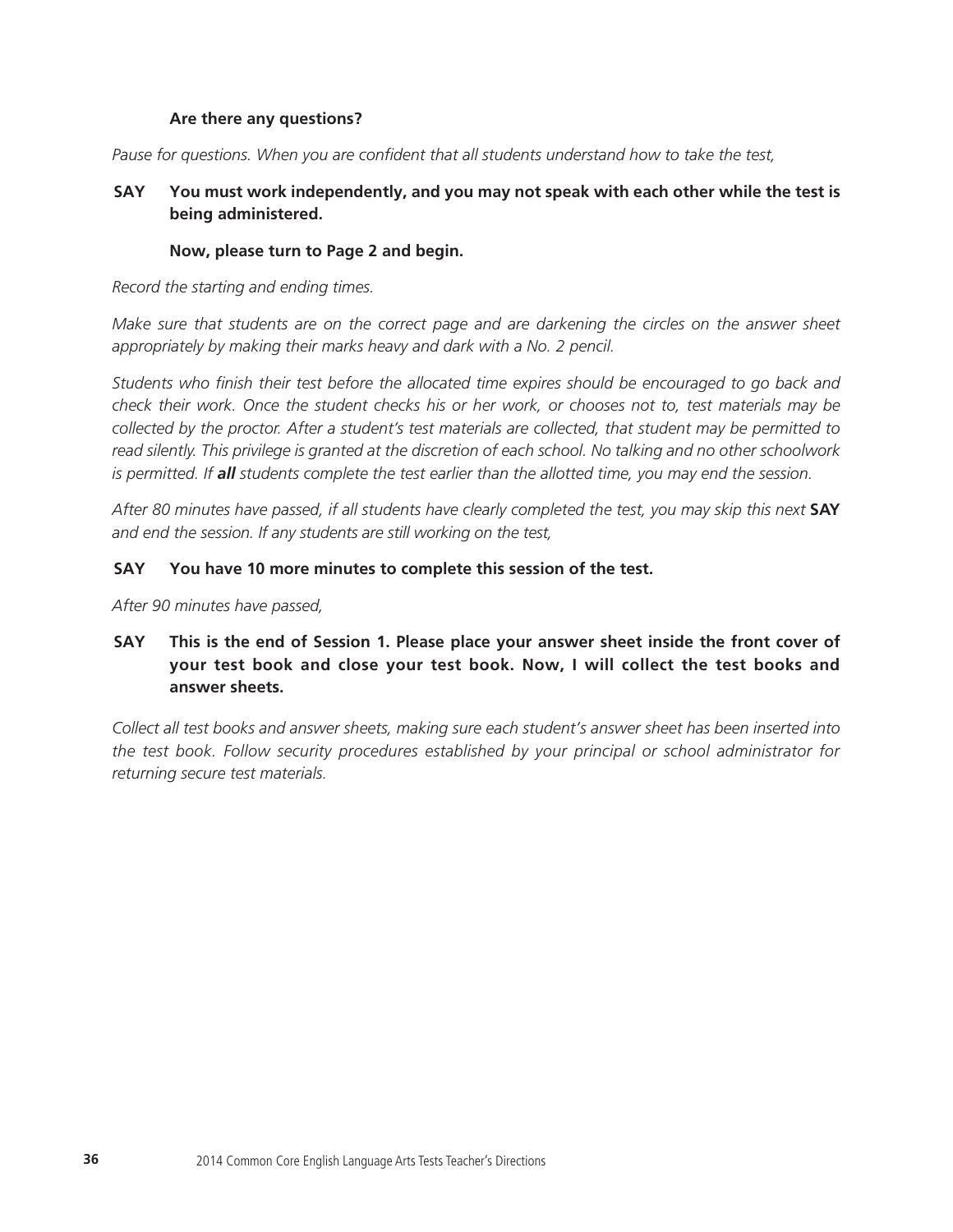**Are there any questions?**

*Pause for questions. When you are confident that all students understand how to take the test,*

**SAY** **You must work independently, and you may not speak with each other while the test is being administered.**

**Now, please turn to Page 2 and begin.**

*Record the starting and ending times.*

*Make sure that students are on the correct page and are darkening the circles on the answer sheet appropriately by making their marks heavy and dark with a No. 2 pencil.*

*Students who finish their test before the allocated time expires should be encouraged to go back and check their work. Once the student checks his or her work, or chooses not to, test materials may be collected by the proctor. After a student's test materials are collected, that student may be permitted to read silently. This privilege is granted at the discretion of each school. No talking and no other schoolwork is permitted. If **all** students complete the test earlier than the allotted time, you may end the session.*

*After 80 minutes have passed, if all students have clearly completed the test, you may skip this next* **SAY** *and end the session. If any students are still working on the test,*

**SAY** **You have 10 more minutes to complete this session of the test.**

*After 90 minutes have passed,*

**SAY** **This is the end of Session 1. Please place your answer sheet inside the front cover of your test book and close your test book. Now, I will collect the test books and answer sheets.**

*Collect all test books and answer sheets, making sure each student's answer sheet has been inserted into the test book. Follow security procedures established by your principal or school administrator for returning secure test materials.*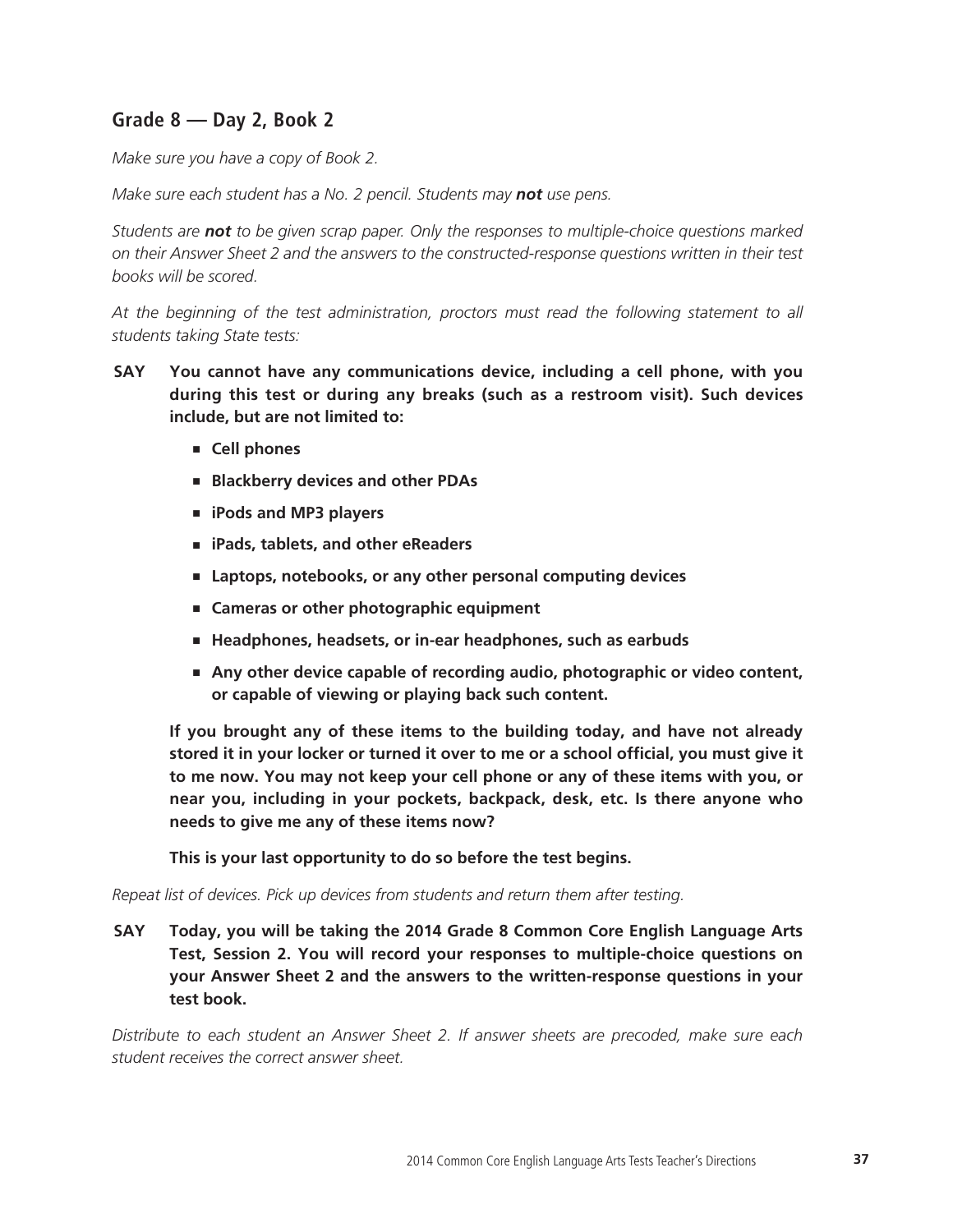## Grade 8 — Day 2, Book 2

*Make sure you have a copy of Book 2.*

*Make sure each student has a No. 2 pencil. Students may* ***not*** *use pens.*

*Students are* ***not*** *to be given scrap paper. Only the responses to multiple-choice questions marked on their Answer Sheet 2 and the answers to the constructed-response questions written in their test books will be scored.*

*At the beginning of the test administration, proctors must read the following statement to all students taking State tests:*

**SAY** **You cannot have any communications device, including a cell phone, with you during this test or during any breaks (such as a restroom visit). Such devices include, but are not limited to:**

- **Cell phones**
- **Blackberry devices and other PDAs**
- **iPods and MP3 players**
- **iPads, tablets, and other eReaders**
- **Laptops, notebooks, or any other personal computing devices**
- **Cameras or other photographic equipment**
- **Headphones, headsets, or in-ear headphones, such as earbuds**
- **Any other device capable of recording audio, photographic or video content, or capable of viewing or playing back such content.**

**If you brought any of these items to the building today, and have not already stored it in your locker or turned it over to me or a school official, you must give it to me now. You may not keep your cell phone or any of these items with you, or near you, including in your pockets, backpack, desk, etc. Is there anyone who needs to give me any of these items now?**

**This is your last opportunity to do so before the test begins.**

*Repeat list of devices. Pick up devices from students and return them after testing.*

**SAY** **Today, you will be taking the 2014 Grade 8 Common Core English Language Arts Test, Session 2. You will record your responses to multiple-choice questions on your Answer Sheet 2 and the answers to the written-response questions in your test book.**

*Distribute to each student an Answer Sheet 2. If answer sheets are precoded, make sure each student receives the correct answer sheet.*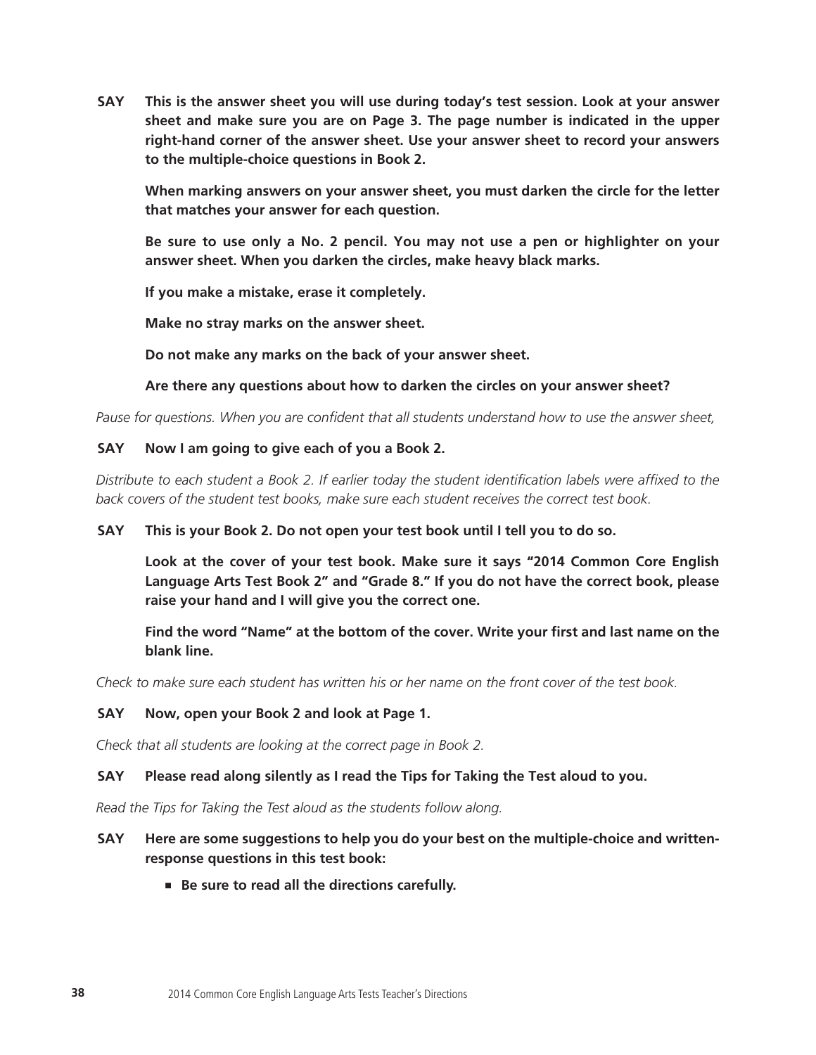**SAY This is the answer sheet you will use during today's test session. Look at your answer sheet and make sure you are on Page 3. The page number is indicated in the upper right-hand corner of the answer sheet. Use your answer sheet to record your answers to the multiple-choice questions in Book 2.**

**When marking answers on your answer sheet, you must darken the circle for the letter that matches your answer for each question.**

**Be sure to use only a No. 2 pencil. You may not use a pen or highlighter on your answer sheet. When you darken the circles, make heavy black marks.**

**If you make a mistake, erase it completely.**

**Make no stray marks on the answer sheet.**

**Do not make any marks on the back of your answer sheet.**

**Are there any questions about how to darken the circles on your answer sheet?**

*Pause for questions. When you are confident that all students understand how to use the answer sheet,*

**SAY Now I am going to give each of you a Book 2.**

*Distribute to each student a Book 2. If earlier today the student identification labels were affixed to the back covers of the student test books, make sure each student receives the correct test book.*

**SAY This is your Book 2. Do not open your test book until I tell you to do so.**

**Look at the cover of your test book. Make sure it says "2014 Common Core English Language Arts Test Book 2" and "Grade 8." If you do not have the correct book, please raise your hand and I will give you the correct one.**

**Find the word "Name" at the bottom of the cover. Write your first and last name on the blank line.**

*Check to make sure each student has written his or her name on the front cover of the test book.*

**SAY Now, open your Book 2 and look at Page 1.**

*Check that all students are looking at the correct page in Book 2.*

**SAY Please read along silently as I read the Tips for Taking the Test aloud to you.**

*Read the Tips for Taking the Test aloud as the students follow along.*

**SAY Here are some suggestions to help you do your best on the multiple-choice and written-response questions in this test book:**

- **Be sure to read all the directions carefully.**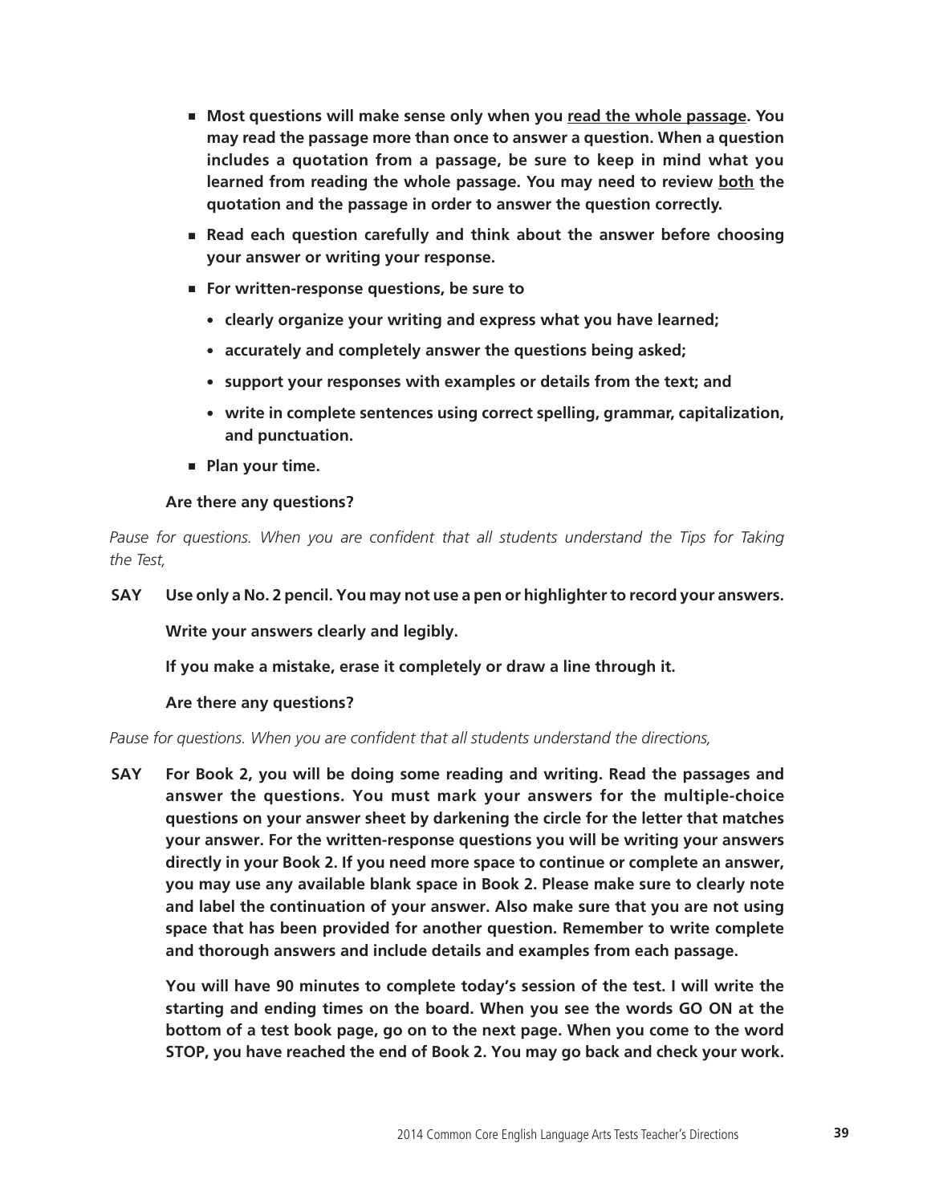- **Most questions will make sense only when you <u>read the whole passage</u>. You may read the passage more than once to answer a question. When a question includes a quotation from a passage, be sure to keep in mind what you learned from reading the whole passage. You may need to review <u>both</u> the quotation and the passage in order to answer the question correctly.**
- **Read each question carefully and think about the answer before choosing your answer or writing your response.**
- **For written-response questions, be sure to**
  - **clearly organize your writing and express what you have learned;**
  - **accurately and completely answer the questions being asked;**
  - **support your responses with examples or details from the text; and**
  - **write in complete sentences using correct spelling, grammar, capitalization, and punctuation.**
- **Plan your time.**

**Are there any questions?**

*Pause for questions. When you are confident that all students understand the Tips for Taking the Test,*

**SAY Use only a No. 2 pencil. You may not use a pen or highlighter to record your answers.**

**Write your answers clearly and legibly.**

**If you make a mistake, erase it completely or draw a line through it.**

**Are there any questions?**

*Pause for questions. When you are confident that all students understand the directions,*

**SAY For Book 2, you will be doing some reading and writing. Read the passages and answer the questions. You must mark your answers for the multiple-choice questions on your answer sheet by darkening the circle for the letter that matches your answer. For the written-response questions you will be writing your answers directly in your Book 2. If you need more space to continue or complete an answer, you may use any available blank space in Book 2. Please make sure to clearly note and label the continuation of your answer. Also make sure that you are not using space that has been provided for another question. Remember to write complete and thorough answers and include details and examples from each passage.**

**You will have 90 minutes to complete today's session of the test. I will write the starting and ending times on the board. When you see the words GO ON at the bottom of a test book page, go on to the next page. When you come to the word STOP, you have reached the end of Book 2. You may go back and check your work.**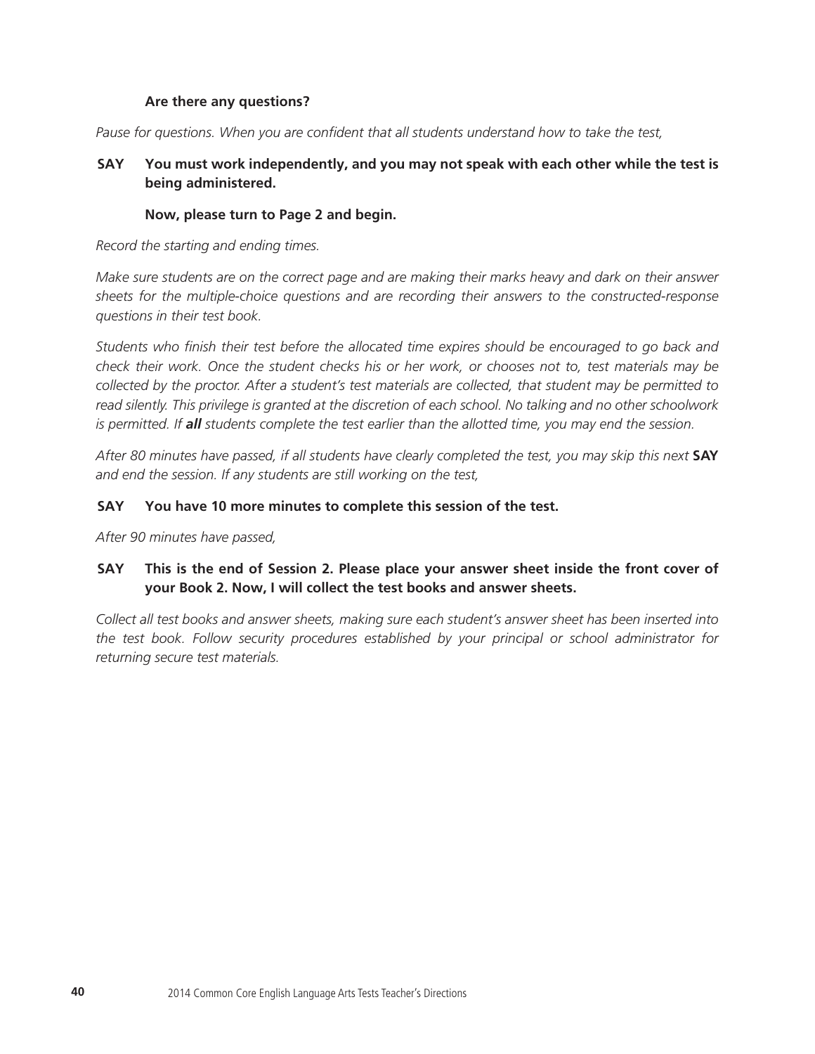**Are there any questions?**

*Pause for questions. When you are confident that all students understand how to take the test,*

**SAY** **You must work independently, and you may not speak with each other while the test is being administered.**

**Now, please turn to Page 2 and begin.**

*Record the starting and ending times.*

*Make sure students are on the correct page and are making their marks heavy and dark on their answer sheets for the multiple-choice questions and are recording their answers to the constructed-response questions in their test book.*

*Students who finish their test before the allocated time expires should be encouraged to go back and check their work. Once the student checks his or her work, or chooses not to, test materials may be collected by the proctor. After a student's test materials are collected, that student may be permitted to read silently. This privilege is granted at the discretion of each school. No talking and no other schoolwork is permitted. If **all** students complete the test earlier than the allotted time, you may end the session.*

*After 80 minutes have passed, if all students have clearly completed the test, you may skip this next* **SAY** *and end the session. If any students are still working on the test,*

**SAY** **You have 10 more minutes to complete this session of the test.**

*After 90 minutes have passed,*

**SAY** **This is the end of Session 2. Please place your answer sheet inside the front cover of your Book 2. Now, I will collect the test books and answer sheets.**

*Collect all test books and answer sheets, making sure each student's answer sheet has been inserted into the test book. Follow security procedures established by your principal or school administrator for returning secure test materials.*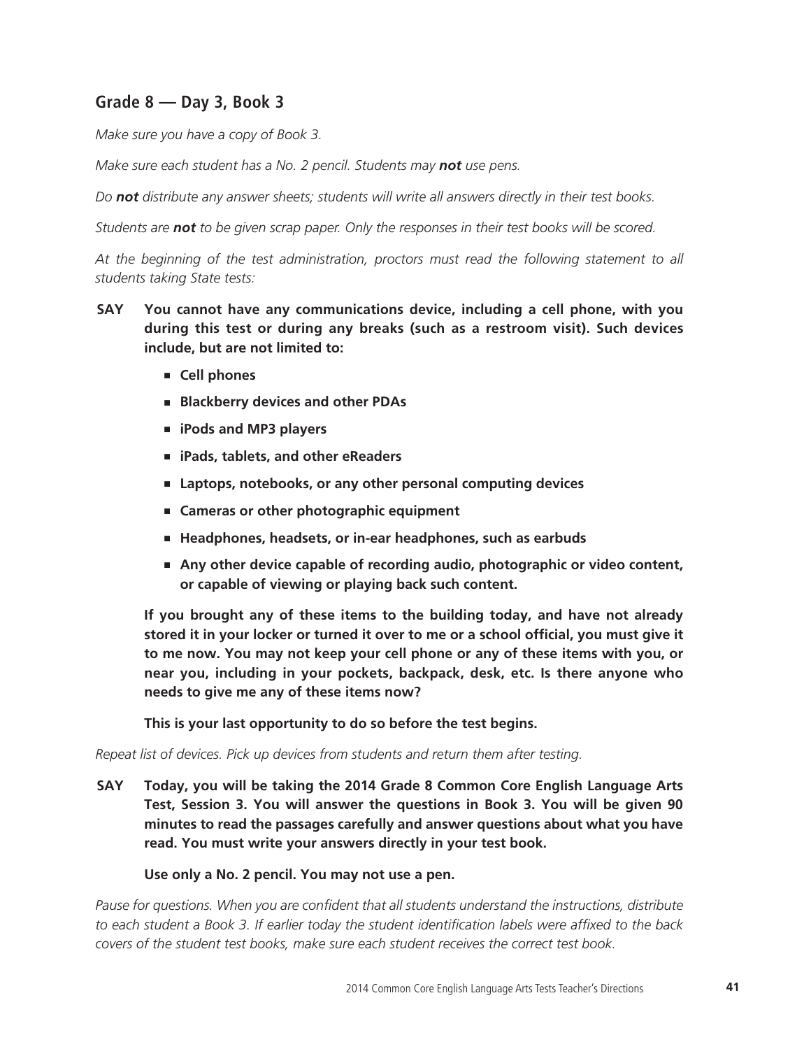## Grade 8 — Day 3, Book 3

*Make sure you have a copy of Book 3.*

*Make sure each student has a No. 2 pencil. Students may* ***not*** *use pens.*

*Do* ***not*** *distribute any answer sheets; students will write all answers directly in their test books.*

*Students are* ***not*** *to be given scrap paper. Only the responses in their test books will be scored.*

*At the beginning of the test administration, proctors must read the following statement to all students taking State tests:*

**SAY** **You cannot have any communications device, including a cell phone, with you during this test or during any breaks (such as a restroom visit). Such devices include, but are not limited to:**

- **Cell phones**
- **Blackberry devices and other PDAs**
- **iPods and MP3 players**
- **iPads, tablets, and other eReaders**
- **Laptops, notebooks, or any other personal computing devices**
- **Cameras or other photographic equipment**
- **Headphones, headsets, or in-ear headphones, such as earbuds**
- **Any other device capable of recording audio, photographic or video content, or capable of viewing or playing back such content.**

**If you brought any of these items to the building today, and have not already stored it in your locker or turned it over to me or a school official, you must give it to me now. You may not keep your cell phone or any of these items with you, or near you, including in your pockets, backpack, desk, etc. Is there anyone who needs to give me any of these items now?**

**This is your last opportunity to do so before the test begins.**

*Repeat list of devices. Pick up devices from students and return them after testing.*

**SAY** **Today, you will be taking the 2014 Grade 8 Common Core English Language Arts Test, Session 3. You will answer the questions in Book 3. You will be given 90 minutes to read the passages carefully and answer questions about what you have read. You must write your answers directly in your test book.**

**Use only a No. 2 pencil. You may not use a pen.**

*Pause for questions. When you are confident that all students understand the instructions, distribute to each student a Book 3. If earlier today the student identification labels were affixed to the back covers of the student test books, make sure each student receives the correct test book.*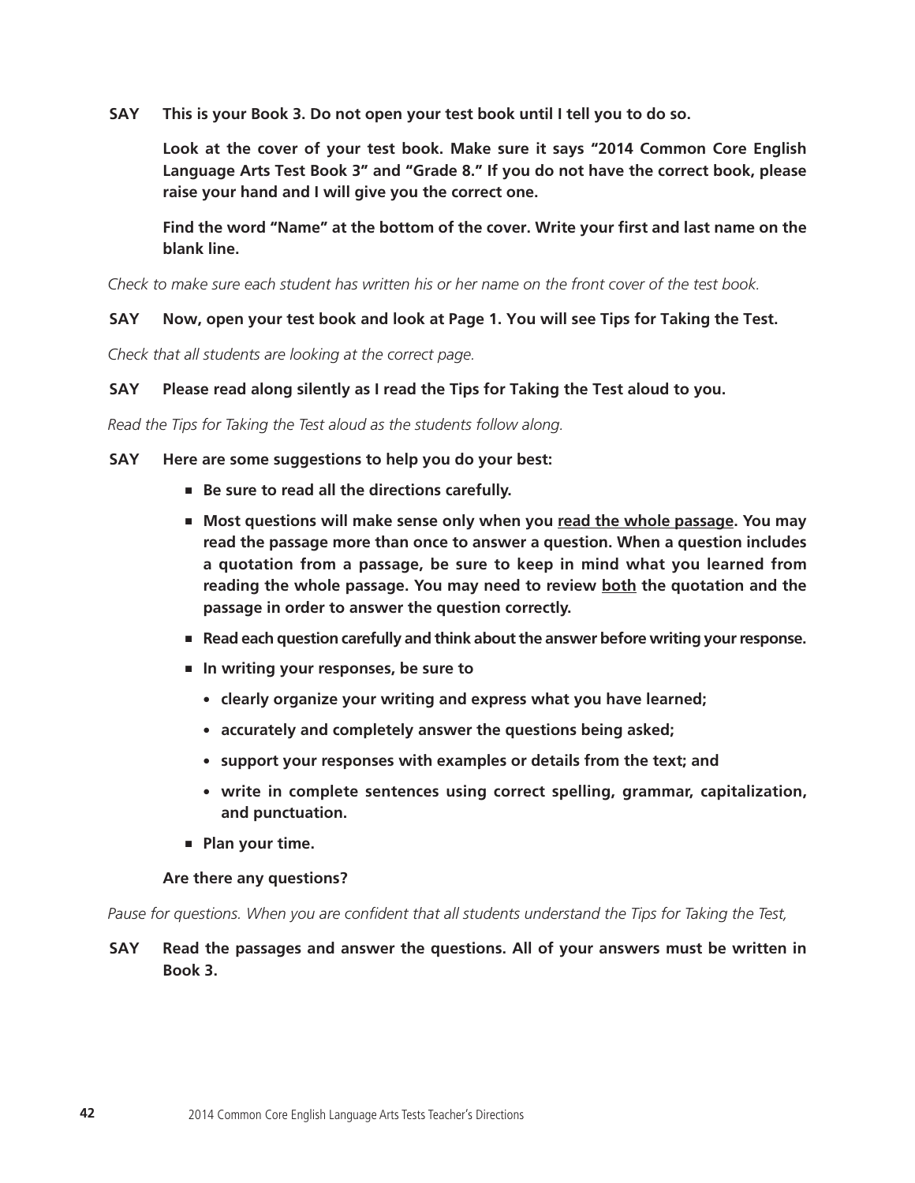**SAY** **This is your Book 3. Do not open your test book until I tell you to do so.**

**Look at the cover of your test book. Make sure it says "2014 Common Core English Language Arts Test Book 3" and "Grade 8." If you do not have the correct book, please raise your hand and I will give you the correct one.**

**Find the word "Name" at the bottom of the cover. Write your first and last name on the blank line.**

*Check to make sure each student has written his or her name on the front cover of the test book.*

**SAY** **Now, open your test book and look at Page 1. You will see Tips for Taking the Test.**

*Check that all students are looking at the correct page.*

**SAY** **Please read along silently as I read the Tips for Taking the Test aloud to you.**

*Read the Tips for Taking the Test aloud as the students follow along.*

**SAY** **Here are some suggestions to help you do your best:**

- **Be sure to read all the directions carefully.**
- **Most questions will make sense only when you <u>read the whole passage</u>. You may read the passage more than once to answer a question. When a question includes a quotation from a passage, be sure to keep in mind what you learned from reading the whole passage. You may need to review <u>both</u> the quotation and the passage in order to answer the question correctly.**
- **Read each question carefully and think about the answer before writing your response.**
- **In writing your responses, be sure to**
  - **clearly organize your writing and express what you have learned;**
  - **accurately and completely answer the questions being asked;**
  - **support your responses with examples or details from the text; and**
  - **write in complete sentences using correct spelling, grammar, capitalization, and punctuation.**
- **Plan your time.**

**Are there any questions?**

*Pause for questions. When you are confident that all students understand the Tips for Taking the Test,*

**SAY** **Read the passages and answer the questions. All of your answers must be written in Book 3.**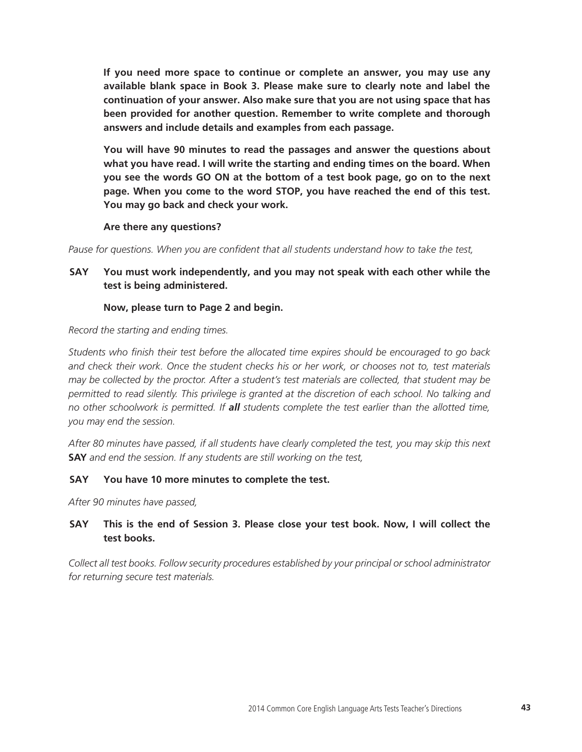**If you need more space to continue or complete an answer, you may use any available blank space in Book 3. Please make sure to clearly note and label the continuation of your answer. Also make sure that you are not using space that has been provided for another question. Remember to write complete and thorough answers and include details and examples from each passage.**

**You will have 90 minutes to read the passages and answer the questions about what you have read. I will write the starting and ending times on the board. When you see the words GO ON at the bottom of a test book page, go on to the next page. When you come to the word STOP, you have reached the end of this test. You may go back and check your work.**

**Are there any questions?**

*Pause for questions. When you are confident that all students understand how to take the test,*

**SAY You must work independently, and you may not speak with each other while the test is being administered.**

**Now, please turn to Page 2 and begin.**

*Record the starting and ending times.*

*Students who finish their test before the allocated time expires should be encouraged to go back and check their work. Once the student checks his or her work, or chooses not to, test materials may be collected by the proctor. After a student's test materials are collected, that student may be permitted to read silently. This privilege is granted at the discretion of each school. No talking and no other schoolwork is permitted. If* ***all*** *students complete the test earlier than the allotted time, you may end the session.*

*After 80 minutes have passed, if all students have clearly completed the test, you may skip this next* **SAY** *and end the session. If any students are still working on the test,*

**SAY You have 10 more minutes to complete the test.**

*After 90 minutes have passed,*

**SAY This is the end of Session 3. Please close your test book. Now, I will collect the test books.**

*Collect all test books. Follow security procedures established by your principal or school administrator for returning secure test materials.*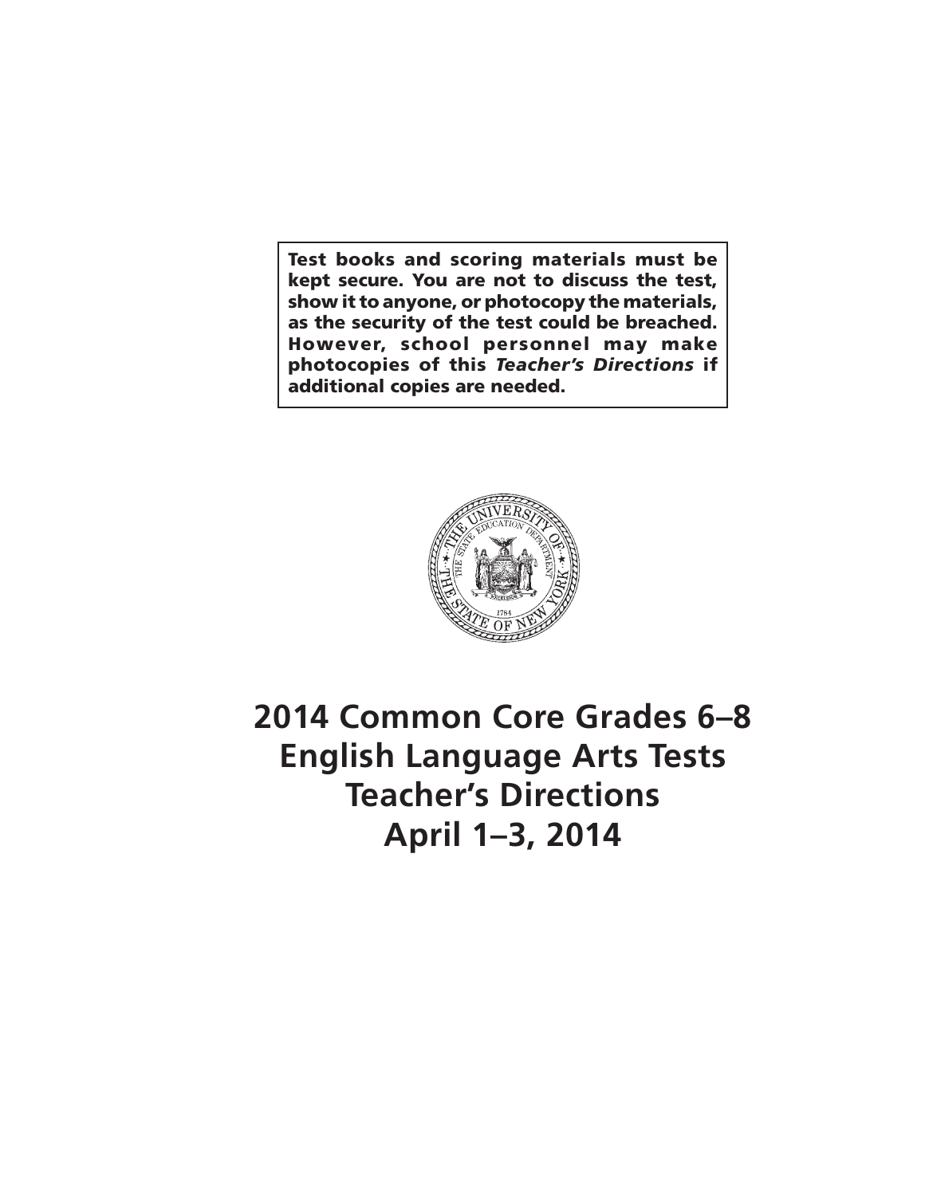**Test books and scoring materials must be kept secure. You are not to discuss the test, show it to anyone, or photocopy the materials, as the security of the test could be breached. However, school personnel may make photocopies of this *Teacher's Directions* if additional copies are needed.**

# 2014 Common Core Grades 6–8 English Language Arts Tests Teacher's Directions April 1–3, 2014